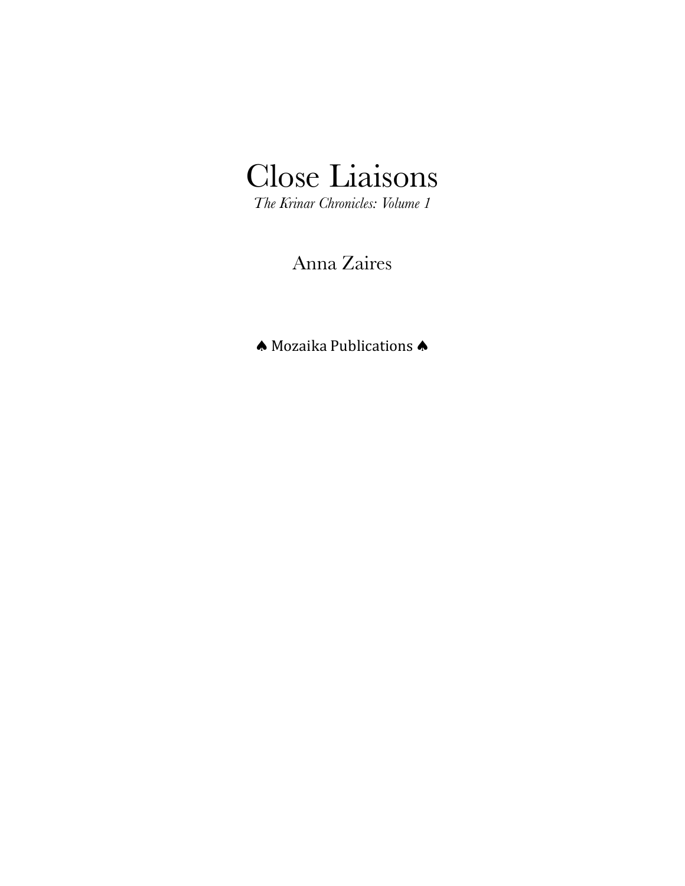# Close Liaisons

*The Krinar Chronicles: Volume 1*

Anna Zaires

♠ Mozaika Publications ♠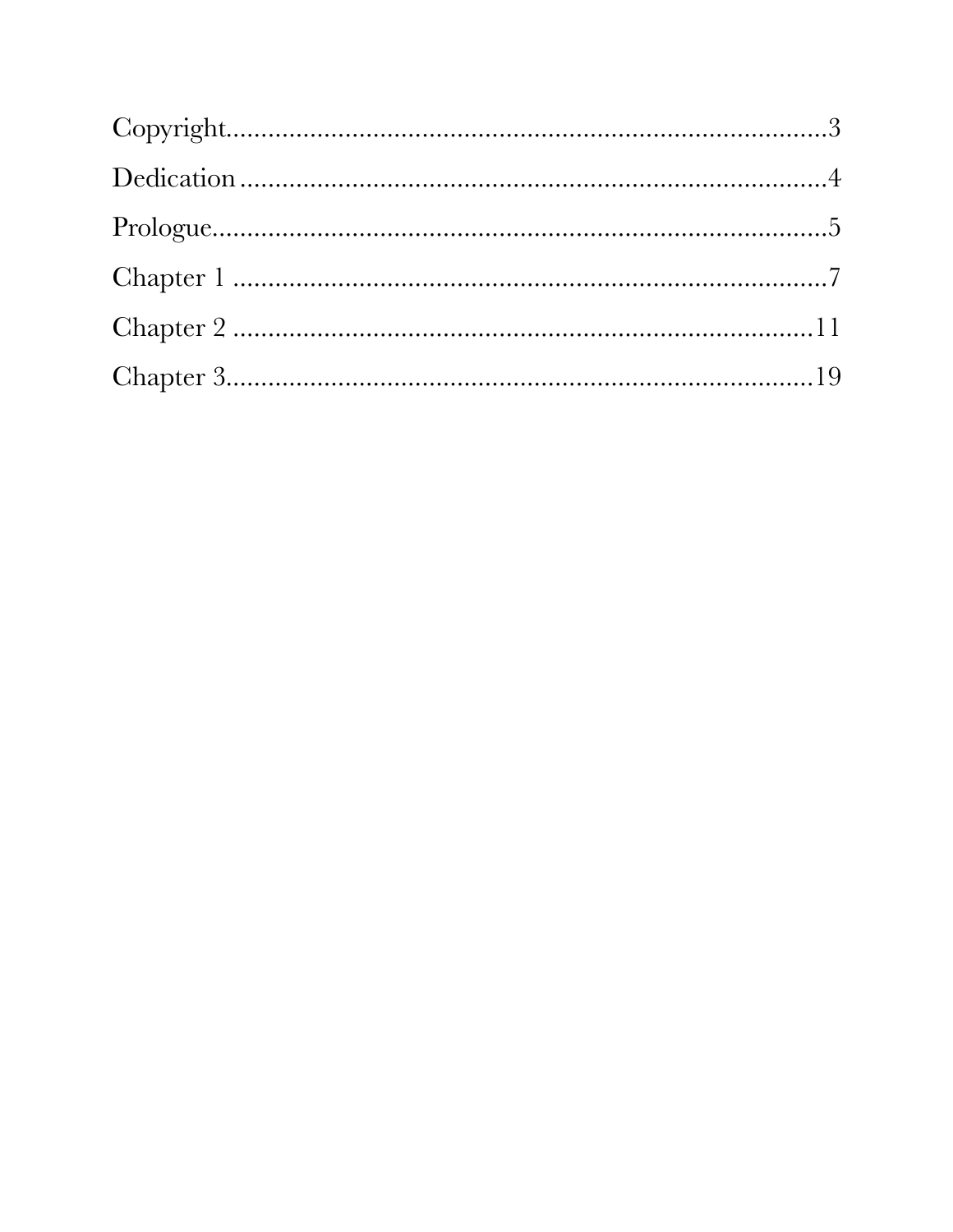Copyright....................................................................................3

Dedication..................................................................................4

Prologue.....................................................................................5

Chapter 1 ...................................................................................7

Chapter 2 ...................................................................................11

Chapter 3....................................................................................19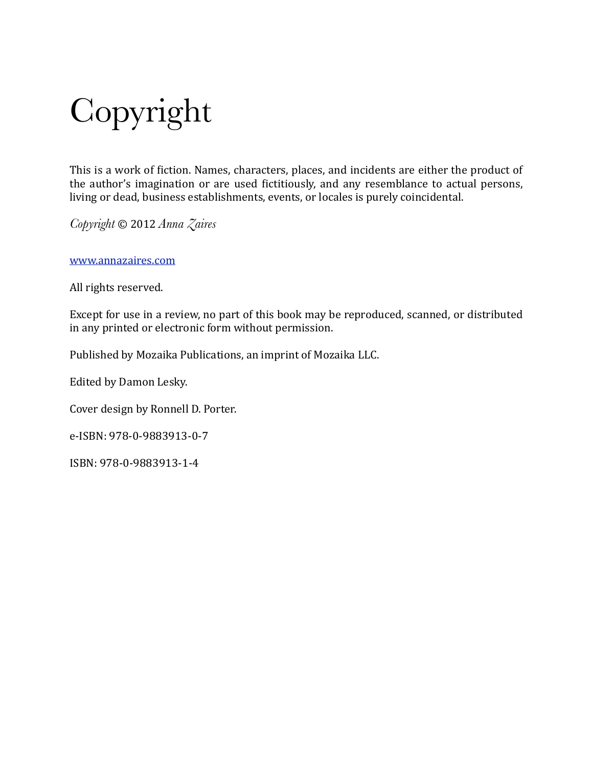# Copyright

This is a work of fiction. Names, characters, places, and incidents are either the product of the author's imagination or are used fictitiously, and any resemblance to actual persons, living or dead, business establishments, events, or locales is purely coincidental.

*Copyright* © 2012 *Anna Zaires*

www.annazaires.com

All rights reserved.

Except for use in a review, no part of this book may be reproduced, scanned, or distributed in any printed or electronic form without permission.

Published by Mozaika Publications, an imprint of Mozaika LLC.

Edited by Damon Lesky.

Cover design by Ronnell D. Porter.

e-ISBN: 978-0-9883913-0-7

ISBN: 978-0-9883913-1-4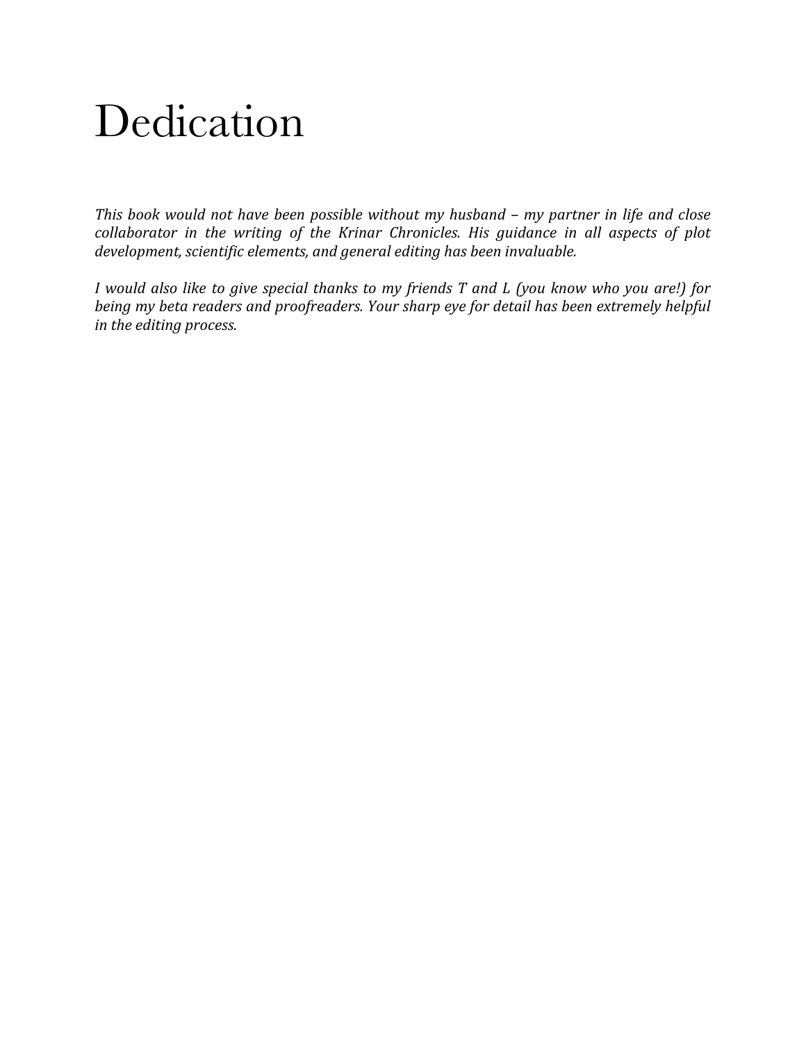# Dedication

*This book would not have been possible without my husband – my partner in life and close collaborator in the writing of the Krinar Chronicles. His guidance in all aspects of plot development, scientific elements, and general editing has been invaluable.*

*I would also like to give special thanks to my friends T and L (you know who you are!) for being my beta readers and proofreaders. Your sharp eye for detail has been extremely helpful in the editing process.*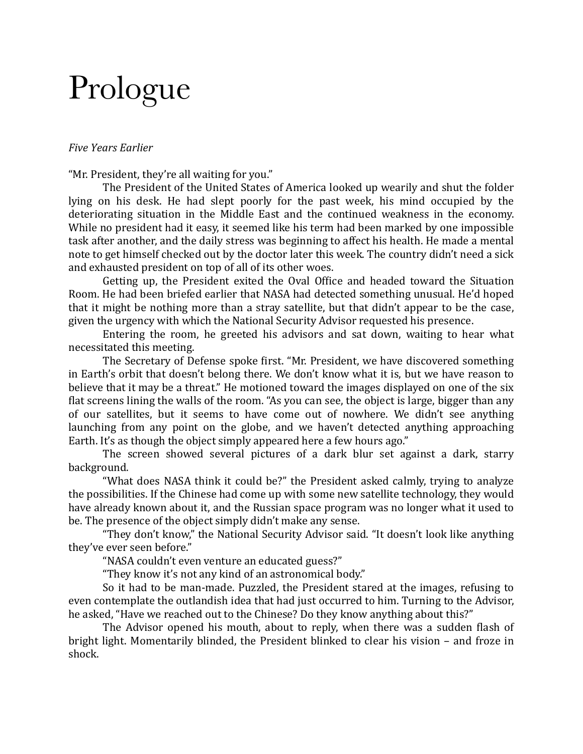# Prologue

*Five Years Earlier*

"Mr. President, they're all waiting for you."

The President of the United States of America looked up wearily and shut the folder lying on his desk. He had slept poorly for the past week, his mind occupied by the deteriorating situation in the Middle East and the continued weakness in the economy. While no president had it easy, it seemed like his term had been marked by one impossible task after another, and the daily stress was beginning to affect his health. He made a mental note to get himself checked out by the doctor later this week. The country didn't need a sick and exhausted president on top of all of its other woes.

Getting up, the President exited the Oval Office and headed toward the Situation Room. He had been briefed earlier that NASA had detected something unusual. He'd hoped that it might be nothing more than a stray satellite, but that didn't appear to be the case, given the urgency with which the National Security Advisor requested his presence.

Entering the room, he greeted his advisors and sat down, waiting to hear what necessitated this meeting.

The Secretary of Defense spoke first. "Mr. President, we have discovered something in Earth's orbit that doesn't belong there. We don't know what it is, but we have reason to believe that it may be a threat." He motioned toward the images displayed on one of the six flat screens lining the walls of the room. "As you can see, the object is large, bigger than any of our satellites, but it seems to have come out of nowhere. We didn't see anything launching from any point on the globe, and we haven't detected anything approaching Earth. It's as though the object simply appeared here a few hours ago."

The screen showed several pictures of a dark blur set against a dark, starry background.

"What does NASA think it could be?" the President asked calmly, trying to analyze the possibilities. If the Chinese had come up with some new satellite technology, they would have already known about it, and the Russian space program was no longer what it used to be. The presence of the object simply didn't make any sense.

"They don't know," the National Security Advisor said. "It doesn't look like anything they've ever seen before."

"NASA couldn't even venture an educated guess?"

"They know it's not any kind of an astronomical body."

So it had to be man-made. Puzzled, the President stared at the images, refusing to even contemplate the outlandish idea that had just occurred to him. Turning to the Advisor, he asked, "Have we reached out to the Chinese? Do they know anything about this?"

The Advisor opened his mouth, about to reply, when there was a sudden flash of bright light. Momentarily blinded, the President blinked to clear his vision – and froze in shock.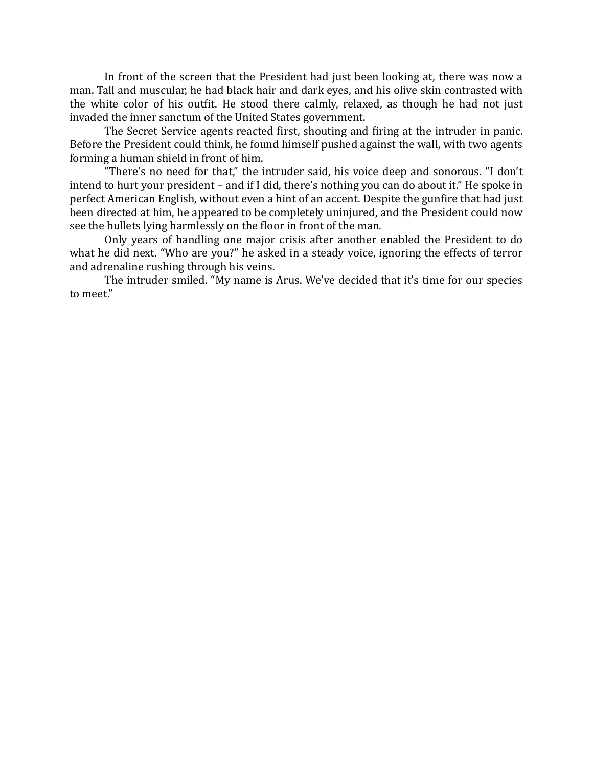In front of the screen that the President had just been looking at, there was now a man. Tall and muscular, he had black hair and dark eyes, and his olive skin contrasted with the white color of his outfit. He stood there calmly, relaxed, as though he had not just invaded the inner sanctum of the United States government.

The Secret Service agents reacted first, shouting and firing at the intruder in panic. Before the President could think, he found himself pushed against the wall, with two agents forming a human shield in front of him.

"There's no need for that," the intruder said, his voice deep and sonorous. "I don't intend to hurt your president – and if I did, there's nothing you can do about it." He spoke in perfect American English, without even a hint of an accent. Despite the gunfire that had just been directed at him, he appeared to be completely uninjured, and the President could now see the bullets lying harmlessly on the floor in front of the man.

Only years of handling one major crisis after another enabled the President to do what he did next. "Who are you?" he asked in a steady voice, ignoring the effects of terror and adrenaline rushing through his veins.

The intruder smiled. "My name is Arus. We've decided that it's time for our species to meet."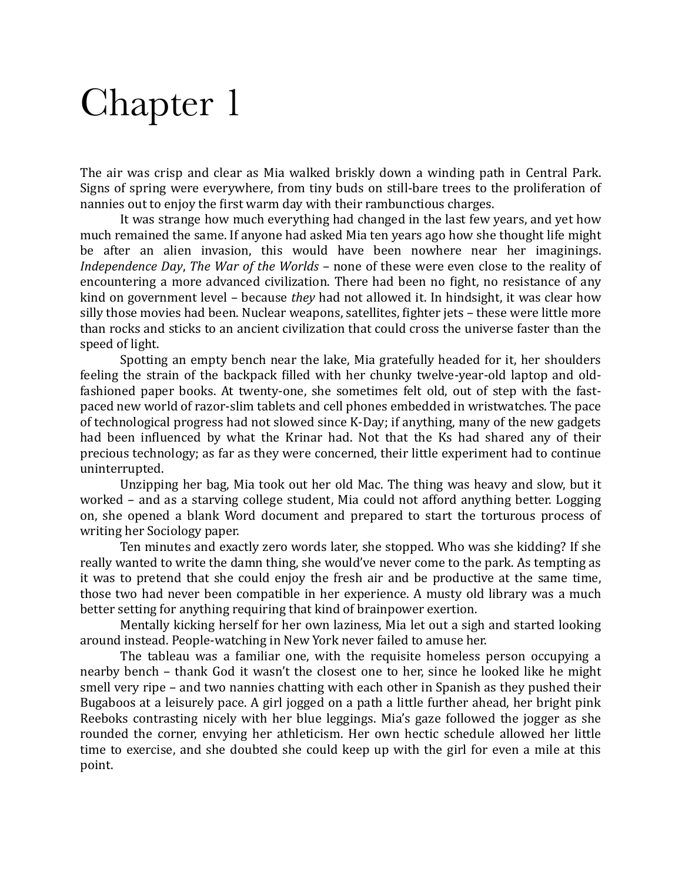# Chapter 1

The air was crisp and clear as Mia walked briskly down a winding path in Central Park. Signs of spring were everywhere, from tiny buds on still-bare trees to the proliferation of nannies out to enjoy the first warm day with their rambunctious charges.

It was strange how much everything had changed in the last few years, and yet how much remained the same. If anyone had asked Mia ten years ago how she thought life might be after an alien invasion, this would have been nowhere near her imaginings. *Independence Day*, *The War of the Worlds* – none of these were even close to the reality of encountering a more advanced civilization. There had been no fight, no resistance of any kind on government level – because *they* had not allowed it. In hindsight, it was clear how silly those movies had been. Nuclear weapons, satellites, fighter jets – these were little more than rocks and sticks to an ancient civilization that could cross the universe faster than the speed of light.

Spotting an empty bench near the lake, Mia gratefully headed for it, her shoulders feeling the strain of the backpack filled with her chunky twelve-year-old laptop and old-fashioned paper books. At twenty-one, she sometimes felt old, out of step with the fast-paced new world of razor-slim tablets and cell phones embedded in wristwatches. The pace of technological progress had not slowed since K-Day; if anything, many of the new gadgets had been influenced by what the Krinar had. Not that the Ks had shared any of their precious technology; as far as they were concerned, their little experiment had to continue uninterrupted.

Unzipping her bag, Mia took out her old Mac. The thing was heavy and slow, but it worked – and as a starving college student, Mia could not afford anything better. Logging on, she opened a blank Word document and prepared to start the torturous process of writing her Sociology paper.

Ten minutes and exactly zero words later, she stopped. Who was she kidding? If she really wanted to write the damn thing, she would've never come to the park. As tempting as it was to pretend that she could enjoy the fresh air and be productive at the same time, those two had never been compatible in her experience. A musty old library was a much better setting for anything requiring that kind of brainpower exertion.

Mentally kicking herself for her own laziness, Mia let out a sigh and started looking around instead. People-watching in New York never failed to amuse her.

The tableau was a familiar one, with the requisite homeless person occupying a nearby bench – thank God it wasn't the closest one to her, since he looked like he might smell very ripe – and two nannies chatting with each other in Spanish as they pushed their Bugaboos at a leisurely pace. A girl jogged on a path a little further ahead, her bright pink Reeboks contrasting nicely with her blue leggings. Mia's gaze followed the jogger as she rounded the corner, envying her athleticism. Her own hectic schedule allowed her little time to exercise, and she doubted she could keep up with the girl for even a mile at this point.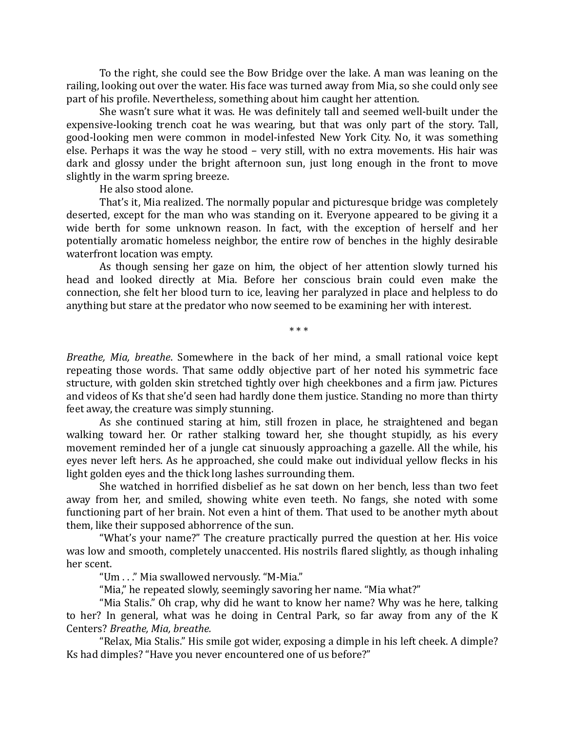To the right, she could see the Bow Bridge over the lake. A man was leaning on the railing, looking out over the water. His face was turned away from Mia, so she could only see part of his profile. Nevertheless, something about him caught her attention.

She wasn't sure what it was. He was definitely tall and seemed well-built under the expensive-looking trench coat he was wearing, but that was only part of the story. Tall, good-looking men were common in model-infested New York City. No, it was something else. Perhaps it was the way he stood – very still, with no extra movements. His hair was dark and glossy under the bright afternoon sun, just long enough in the front to move slightly in the warm spring breeze.

He also stood alone.

That's it, Mia realized. The normally popular and picturesque bridge was completely deserted, except for the man who was standing on it. Everyone appeared to be giving it a wide berth for some unknown reason. In fact, with the exception of herself and her potentially aromatic homeless neighbor, the entire row of benches in the highly desirable waterfront location was empty.

As though sensing her gaze on him, the object of her attention slowly turned his head and looked directly at Mia. Before her conscious brain could even make the connection, she felt her blood turn to ice, leaving her paralyzed in place and helpless to do anything but stare at the predator who now seemed to be examining her with interest.

\* \* \*

*Breathe, Mia, breathe*. Somewhere in the back of her mind, a small rational voice kept repeating those words. That same oddly objective part of her noted his symmetric face structure, with golden skin stretched tightly over high cheekbones and a firm jaw. Pictures and videos of Ks that she'd seen had hardly done them justice. Standing no more than thirty feet away, the creature was simply stunning.

As she continued staring at him, still frozen in place, he straightened and began walking toward her. Or rather stalking toward her, she thought stupidly, as his every movement reminded her of a jungle cat sinuously approaching a gazelle. All the while, his eyes never left hers. As he approached, she could make out individual yellow flecks in his light golden eyes and the thick long lashes surrounding them.

She watched in horrified disbelief as he sat down on her bench, less than two feet away from her, and smiled, showing white even teeth. No fangs, she noted with some functioning part of her brain. Not even a hint of them. That used to be another myth about them, like their supposed abhorrence of the sun.

"What's your name?" The creature practically purred the question at her. His voice was low and smooth, completely unaccented. His nostrils flared slightly, as though inhaling her scent.

"Um . . ." Mia swallowed nervously. "M-Mia."

"Mia," he repeated slowly, seemingly savoring her name. "Mia what?"

"Mia Stalis." Oh crap, why did he want to know her name? Why was he here, talking to her? In general, what was he doing in Central Park, so far away from any of the K Centers? *Breathe, Mia, breathe.*

"Relax, Mia Stalis." His smile got wider, exposing a dimple in his left cheek. A dimple? Ks had dimples? "Have you never encountered one of us before?"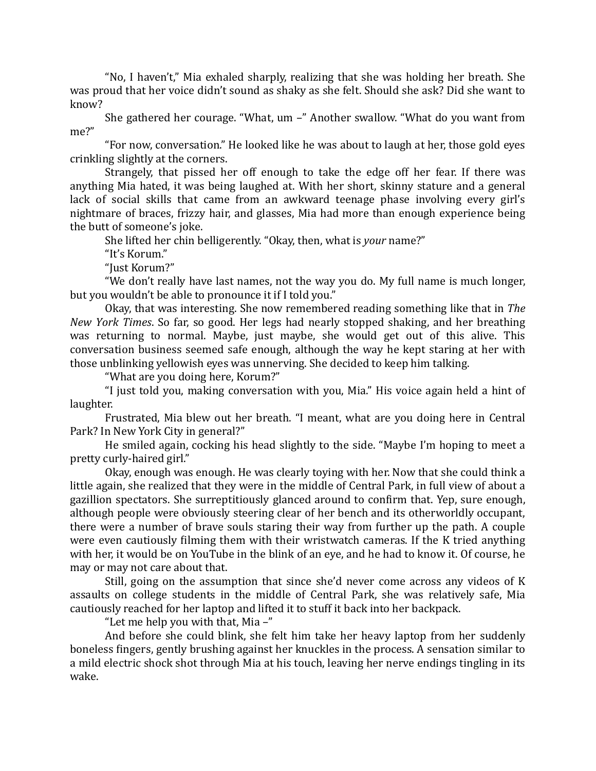"No, I haven't," Mia exhaled sharply, realizing that she was holding her breath. She was proud that her voice didn't sound as shaky as she felt. Should she ask? Did she want to know?

She gathered her courage. "What, um –" Another swallow. "What do you want from me?"

"For now, conversation." He looked like he was about to laugh at her, those gold eyes crinkling slightly at the corners.

Strangely, that pissed her off enough to take the edge off her fear. If there was anything Mia hated, it was being laughed at. With her short, skinny stature and a general lack of social skills that came from an awkward teenage phase involving every girl's nightmare of braces, frizzy hair, and glasses, Mia had more than enough experience being the butt of someone's joke.

She lifted her chin belligerently. "Okay, then, what is *your* name?"

"It's Korum."

"Just Korum?"

"We don't really have last names, not the way you do. My full name is much longer, but you wouldn't be able to pronounce it if I told you."

Okay, that was interesting. She now remembered reading something like that in *The New York Times*. So far, so good. Her legs had nearly stopped shaking, and her breathing was returning to normal. Maybe, just maybe, she would get out of this alive. This conversation business seemed safe enough, although the way he kept staring at her with those unblinking yellowish eyes was unnerving. She decided to keep him talking.

"What are you doing here, Korum?"

"I just told you, making conversation with you, Mia." His voice again held a hint of laughter.

Frustrated, Mia blew out her breath. "I meant, what are you doing here in Central Park? In New York City in general?"

He smiled again, cocking his head slightly to the side. "Maybe I'm hoping to meet a pretty curly-haired girl."

Okay, enough was enough. He was clearly toying with her. Now that she could think a little again, she realized that they were in the middle of Central Park, in full view of about a gazillion spectators. She surreptitiously glanced around to confirm that. Yep, sure enough, although people were obviously steering clear of her bench and its otherworldly occupant, there were a number of brave souls staring their way from further up the path. A couple were even cautiously filming them with their wristwatch cameras. If the K tried anything with her, it would be on YouTube in the blink of an eye, and he had to know it. Of course, he may or may not care about that.

Still, going on the assumption that since she'd never come across any videos of K assaults on college students in the middle of Central Park, she was relatively safe, Mia cautiously reached for her laptop and lifted it to stuff it back into her backpack.

"Let me help you with that, Mia –"

And before she could blink, she felt him take her heavy laptop from her suddenly boneless fingers, gently brushing against her knuckles in the process. A sensation similar to a mild electric shock shot through Mia at his touch, leaving her nerve endings tingling in its wake.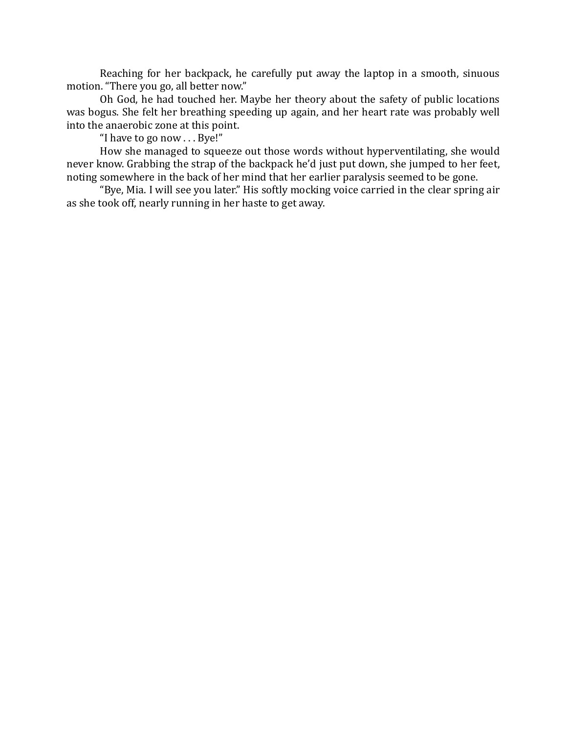Reaching for her backpack, he carefully put away the laptop in a smooth, sinuous motion. "There you go, all better now."

Oh God, he had touched her. Maybe her theory about the safety of public locations was bogus. She felt her breathing speeding up again, and her heart rate was probably well into the anaerobic zone at this point.

"I have to go now . . . Bye!"

How she managed to squeeze out those words without hyperventilating, she would never know. Grabbing the strap of the backpack he'd just put down, she jumped to her feet, noting somewhere in the back of her mind that her earlier paralysis seemed to be gone.

"Bye, Mia. I will see you later." His softly mocking voice carried in the clear spring air as she took off, nearly running in her haste to get away.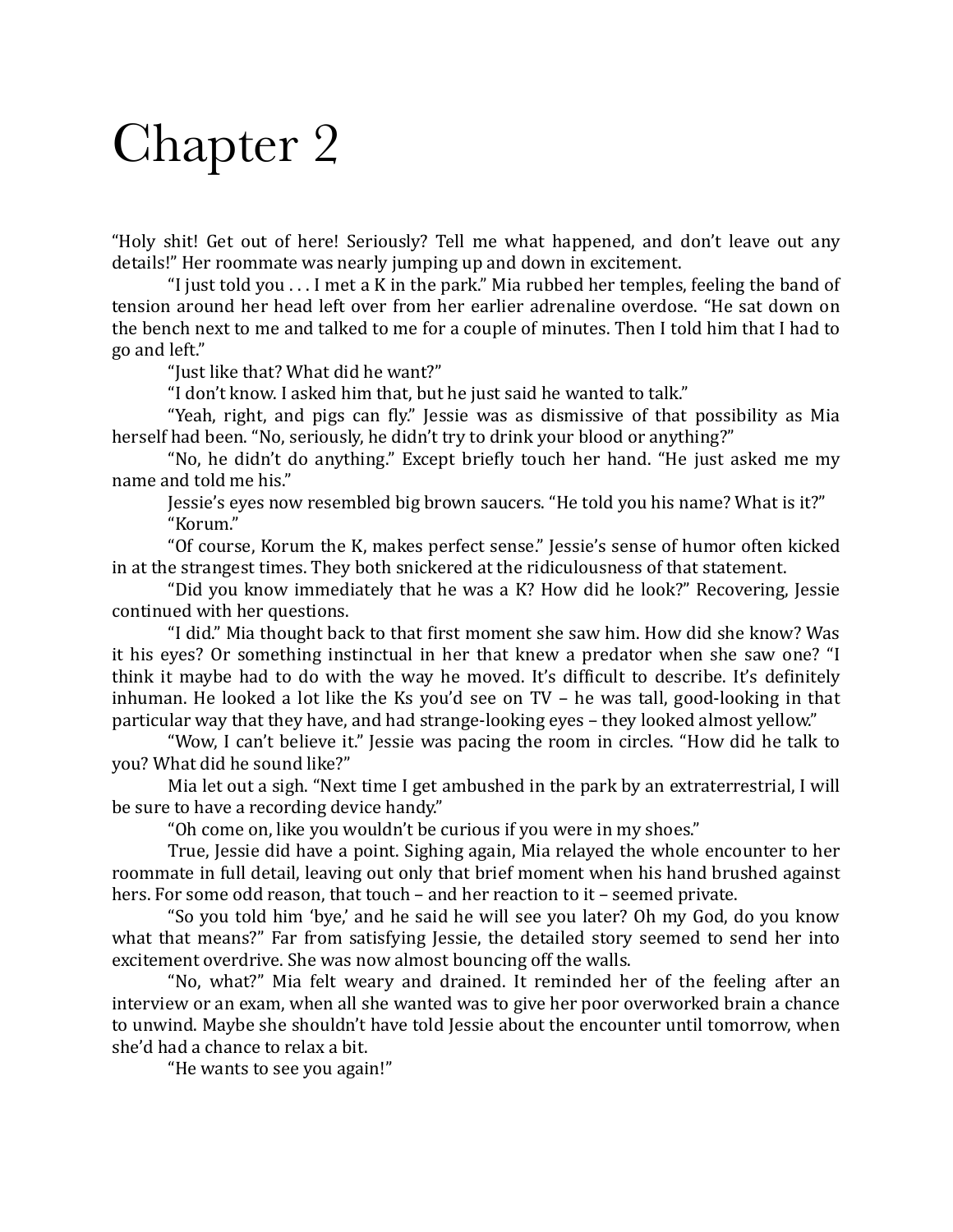# Chapter 2

"Holy shit! Get out of here! Seriously? Tell me what happened, and don't leave out any details!" Her roommate was nearly jumping up and down in excitement.

"I just told you . . . I met a K in the park." Mia rubbed her temples, feeling the band of tension around her head left over from her earlier adrenaline overdose. "He sat down on the bench next to me and talked to me for a couple of minutes. Then I told him that I had to go and left."

"Just like that? What did he want?"

"I don't know. I asked him that, but he just said he wanted to talk."

"Yeah, right, and pigs can fly." Jessie was as dismissive of that possibility as Mia herself had been. "No, seriously, he didn't try to drink your blood or anything?"

"No, he didn't do anything." Except briefly touch her hand. "He just asked me my name and told me his."

Jessie's eyes now resembled big brown saucers. "He told you his name? What is it?"

"Korum."

"Of course, Korum the K, makes perfect sense." Jessie's sense of humor often kicked in at the strangest times. They both snickered at the ridiculousness of that statement.

"Did you know immediately that he was a K? How did he look?" Recovering, Jessie continued with her questions.

"I did." Mia thought back to that first moment she saw him. How did she know? Was it his eyes? Or something instinctual in her that knew a predator when she saw one? "I think it maybe had to do with the way he moved. It's difficult to describe. It's definitely inhuman. He looked a lot like the Ks you'd see on TV – he was tall, good-looking in that particular way that they have, and had strange-looking eyes – they looked almost yellow."

"Wow, I can't believe it." Jessie was pacing the room in circles. "How did he talk to you? What did he sound like?"

Mia let out a sigh. "Next time I get ambushed in the park by an extraterrestrial, I will be sure to have a recording device handy."

"Oh come on, like you wouldn't be curious if you were in my shoes."

True, Jessie did have a point. Sighing again, Mia relayed the whole encounter to her roommate in full detail, leaving out only that brief moment when his hand brushed against hers. For some odd reason, that touch – and her reaction to it – seemed private.

"So you told him 'bye,' and he said he will see you later? Oh my God, do you know what that means?" Far from satisfying Jessie, the detailed story seemed to send her into excitement overdrive. She was now almost bouncing off the walls.

"No, what?" Mia felt weary and drained. It reminded her of the feeling after an interview or an exam, when all she wanted was to give her poor overworked brain a chance to unwind. Maybe she shouldn't have told Jessie about the encounter until tomorrow, when she'd had a chance to relax a bit.

"He wants to see you again!"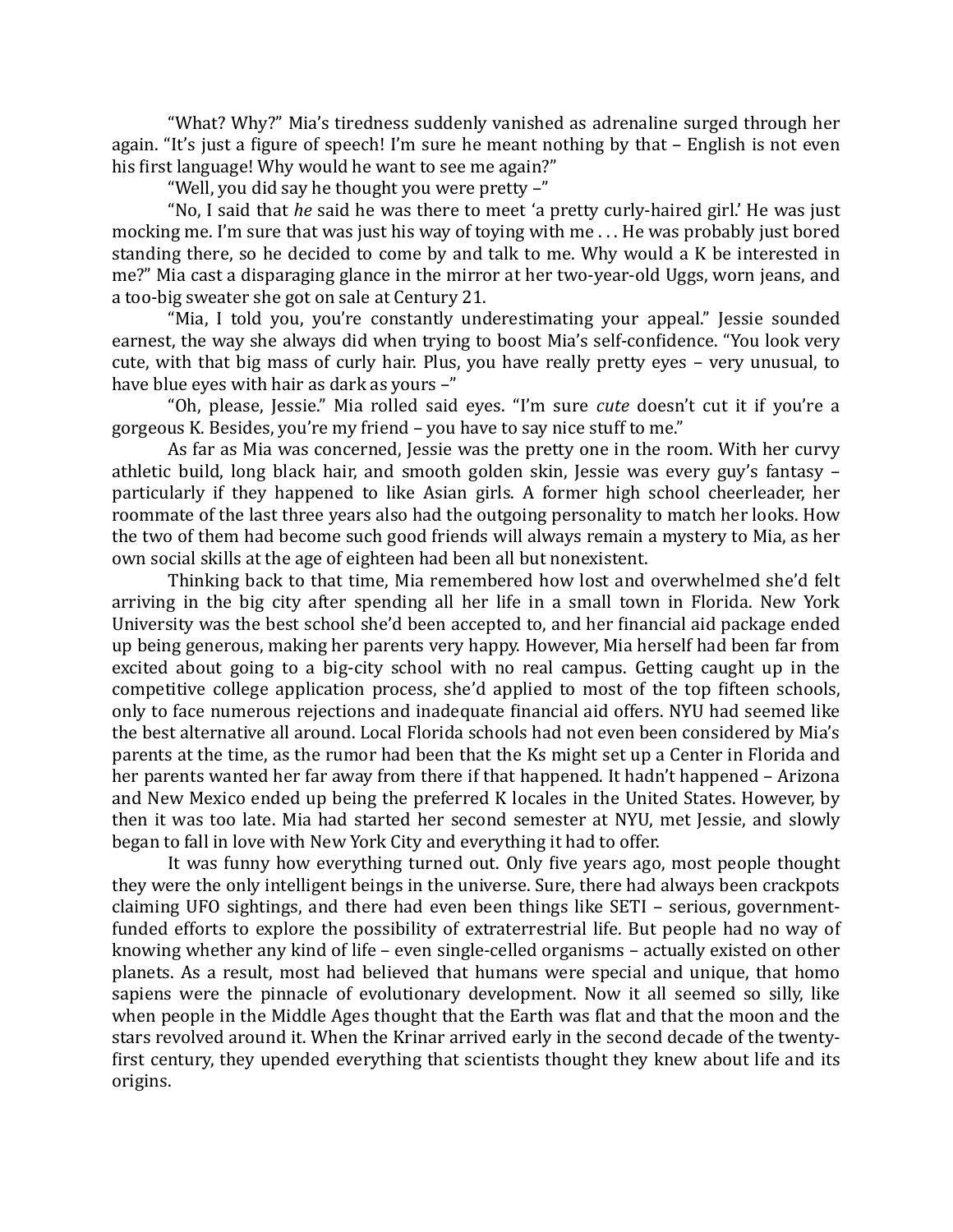"What? Why?" Mia's tiredness suddenly vanished as adrenaline surged through her again. "It's just a figure of speech! I'm sure he meant nothing by that – English is not even his first language! Why would he want to see me again?"

"Well, you did say he thought you were pretty –"

"No, I said that *he* said he was there to meet 'a pretty curly-haired girl.' He was just mocking me. I'm sure that was just his way of toying with me . . . He was probably just bored standing there, so he decided to come by and talk to me. Why would a K be interested in me?" Mia cast a disparaging glance in the mirror at her two-year-old Uggs, worn jeans, and a too-big sweater she got on sale at Century 21.

"Mia, I told you, you're constantly underestimating your appeal." Jessie sounded earnest, the way she always did when trying to boost Mia's self-confidence. "You look very cute, with that big mass of curly hair. Plus, you have really pretty eyes – very unusual, to have blue eyes with hair as dark as yours –"

"Oh, please, Jessie." Mia rolled said eyes. "I'm sure *cute* doesn't cut it if you're a gorgeous K. Besides, you're my friend – you have to say nice stuff to me."

As far as Mia was concerned, Jessie was the pretty one in the room. With her curvy athletic build, long black hair, and smooth golden skin, Jessie was every guy's fantasy – particularly if they happened to like Asian girls. A former high school cheerleader, her roommate of the last three years also had the outgoing personality to match her looks. How the two of them had become such good friends will always remain a mystery to Mia, as her own social skills at the age of eighteen had been all but nonexistent.

Thinking back to that time, Mia remembered how lost and overwhelmed she'd felt arriving in the big city after spending all her life in a small town in Florida. New York University was the best school she'd been accepted to, and her financial aid package ended up being generous, making her parents very happy. However, Mia herself had been far from excited about going to a big-city school with no real campus. Getting caught up in the competitive college application process, she'd applied to most of the top fifteen schools, only to face numerous rejections and inadequate financial aid offers. NYU had seemed like the best alternative all around. Local Florida schools had not even been considered by Mia's parents at the time, as the rumor had been that the Ks might set up a Center in Florida and her parents wanted her far away from there if that happened. It hadn't happened – Arizona and New Mexico ended up being the preferred K locales in the United States. However, by then it was too late. Mia had started her second semester at NYU, met Jessie, and slowly began to fall in love with New York City and everything it had to offer.

It was funny how everything turned out. Only five years ago, most people thought they were the only intelligent beings in the universe. Sure, there had always been crackpots claiming UFO sightings, and there had even been things like SETI – serious, government-funded efforts to explore the possibility of extraterrestrial life. But people had no way of knowing whether any kind of life – even single-celled organisms – actually existed on other planets. As a result, most had believed that humans were special and unique, that homo sapiens were the pinnacle of evolutionary development. Now it all seemed so silly, like when people in the Middle Ages thought that the Earth was flat and that the moon and the stars revolved around it. When the Krinar arrived early in the second decade of the twenty-first century, they upended everything that scientists thought they knew about life and its origins.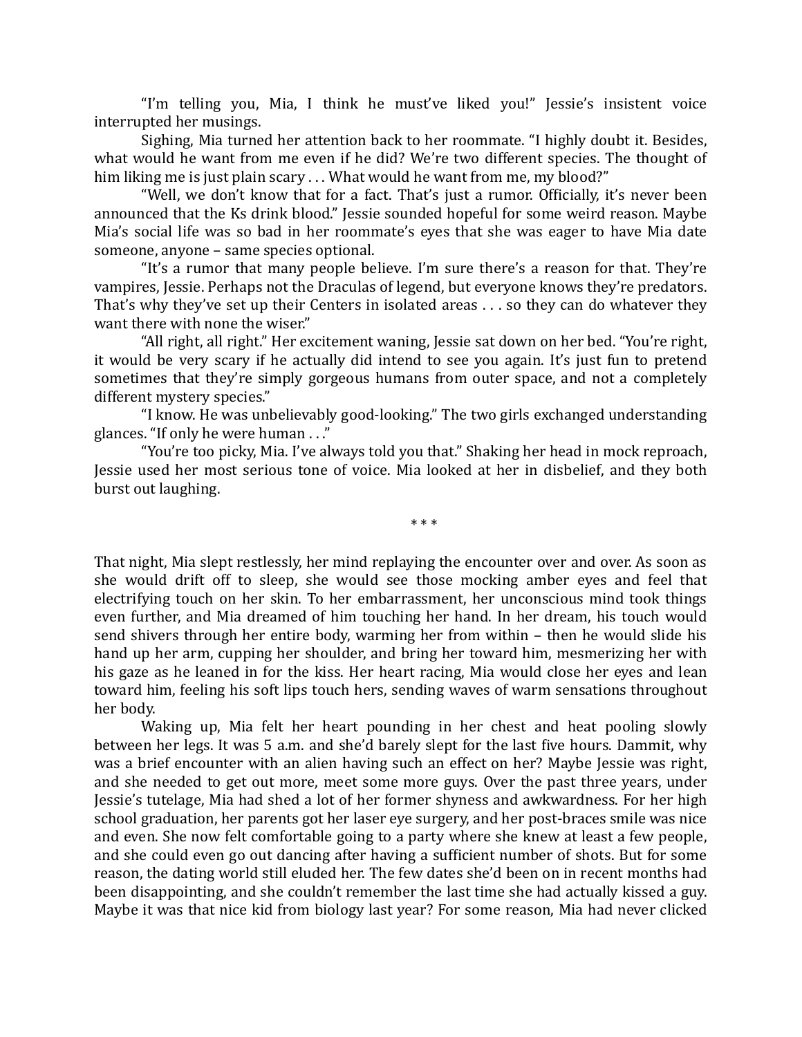"I'm telling you, Mia, I think he must've liked you!" Jessie's insistent voice interrupted her musings.

Sighing, Mia turned her attention back to her roommate. "I highly doubt it. Besides, what would he want from me even if he did? We're two different species. The thought of him liking me is just plain scary . . . What would he want from me, my blood?"

"Well, we don't know that for a fact. That's just a rumor. Officially, it's never been announced that the Ks drink blood." Jessie sounded hopeful for some weird reason. Maybe Mia's social life was so bad in her roommate's eyes that she was eager to have Mia date someone, anyone – same species optional.

"It's a rumor that many people believe. I'm sure there's a reason for that. They're vampires, Jessie. Perhaps not the Draculas of legend, but everyone knows they're predators. That's why they've set up their Centers in isolated areas . . . so they can do whatever they want there with none the wiser."

"All right, all right." Her excitement waning, Jessie sat down on her bed. "You're right, it would be very scary if he actually did intend to see you again. It's just fun to pretend sometimes that they're simply gorgeous humans from outer space, and not a completely different mystery species."

"I know. He was unbelievably good-looking." The two girls exchanged understanding glances. "If only he were human . . ."

"You're too picky, Mia. I've always told you that." Shaking her head in mock reproach, Jessie used her most serious tone of voice. Mia looked at her in disbelief, and they both burst out laughing.

\* \* \*

That night, Mia slept restlessly, her mind replaying the encounter over and over. As soon as she would drift off to sleep, she would see those mocking amber eyes and feel that electrifying touch on her skin. To her embarrassment, her unconscious mind took things even further, and Mia dreamed of him touching her hand. In her dream, his touch would send shivers through her entire body, warming her from within – then he would slide his hand up her arm, cupping her shoulder, and bring her toward him, mesmerizing her with his gaze as he leaned in for the kiss. Her heart racing, Mia would close her eyes and lean toward him, feeling his soft lips touch hers, sending waves of warm sensations throughout her body.

Waking up, Mia felt her heart pounding in her chest and heat pooling slowly between her legs. It was 5 a.m. and she'd barely slept for the last five hours. Dammit, why was a brief encounter with an alien having such an effect on her? Maybe Jessie was right, and she needed to get out more, meet some more guys. Over the past three years, under Jessie's tutelage, Mia had shed a lot of her former shyness and awkwardness. For her high school graduation, her parents got her laser eye surgery, and her post-braces smile was nice and even. She now felt comfortable going to a party where she knew at least a few people, and she could even go out dancing after having a sufficient number of shots. But for some reason, the dating world still eluded her. The few dates she'd been on in recent months had been disappointing, and she couldn't remember the last time she had actually kissed a guy. Maybe it was that nice kid from biology last year? For some reason, Mia had never clicked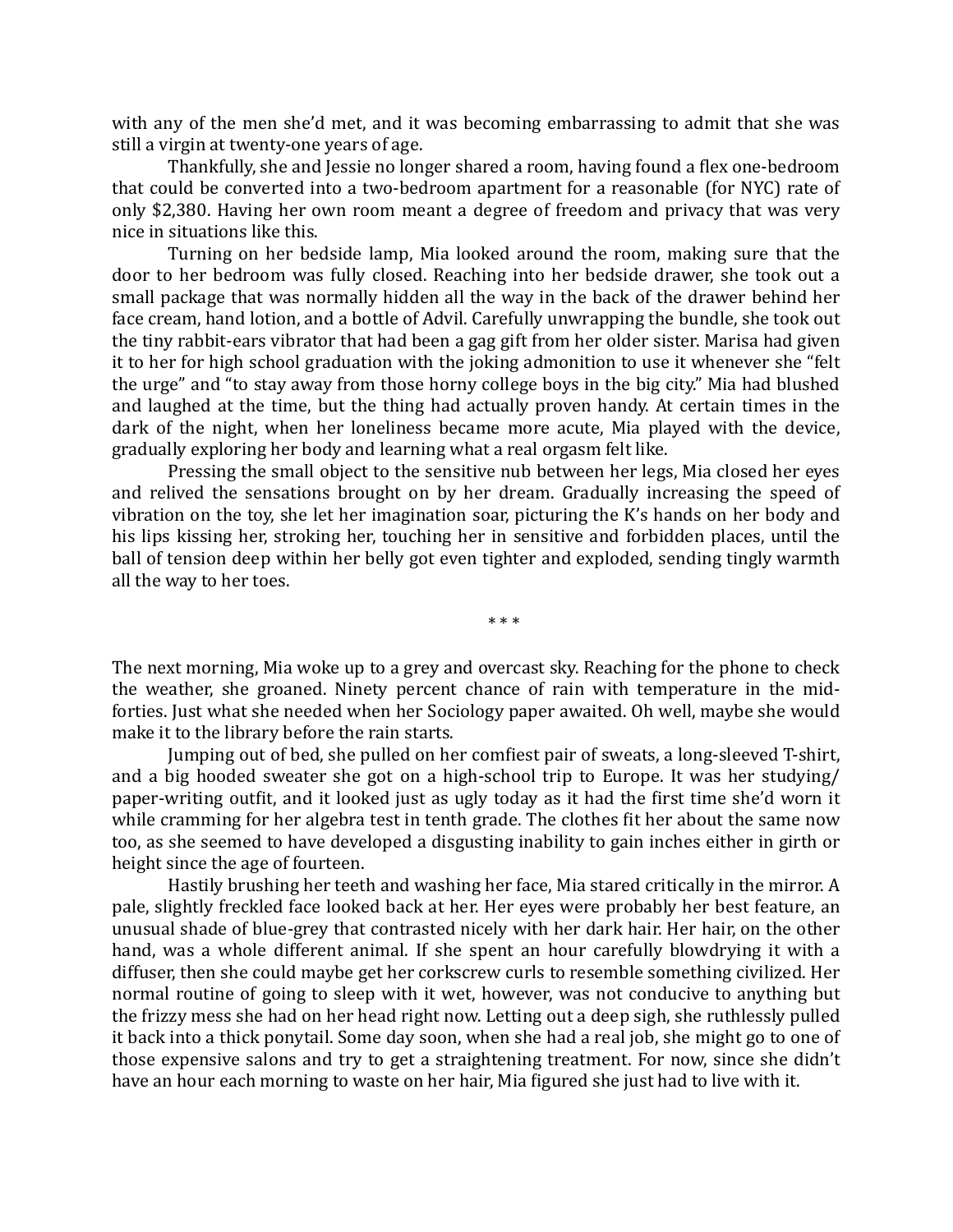with any of the men she'd met, and it was becoming embarrassing to admit that she was still a virgin at twenty-one years of age.

Thankfully, she and Jessie no longer shared a room, having found a flex one-bedroom that could be converted into a two-bedroom apartment for a reasonable (for NYC) rate of only $2,380. Having her own room meant a degree of freedom and privacy that was very nice in situations like this.

Turning on her bedside lamp, Mia looked around the room, making sure that the door to her bedroom was fully closed. Reaching into her bedside drawer, she took out a small package that was normally hidden all the way in the back of the drawer behind her face cream, hand lotion, and a bottle of Advil. Carefully unwrapping the bundle, she took out the tiny rabbit-ears vibrator that had been a gag gift from her older sister. Marisa had given it to her for high school graduation with the joking admonition to use it whenever she "felt the urge" and "to stay away from those horny college boys in the big city." Mia had blushed and laughed at the time, but the thing had actually proven handy. At certain times in the dark of the night, when her loneliness became more acute, Mia played with the device, gradually exploring her body and learning what a real orgasm felt like.

Pressing the small object to the sensitive nub between her legs, Mia closed her eyes and relived the sensations brought on by her dream. Gradually increasing the speed of vibration on the toy, she let her imagination soar, picturing the K's hands on her body and his lips kissing her, stroking her, touching her in sensitive and forbidden places, until the ball of tension deep within her belly got even tighter and exploded, sending tingly warmth all the way to her toes.

\* \* \*

The next morning, Mia woke up to a grey and overcast sky. Reaching for the phone to check the weather, she groaned. Ninety percent chance of rain with temperature in the mid-forties. Just what she needed when her Sociology paper awaited. Oh well, maybe she would make it to the library before the rain starts.

Jumping out of bed, she pulled on her comfiest pair of sweats, a long-sleeved T-shirt, and a big hooded sweater she got on a high-school trip to Europe. It was her studying/ paper-writing outfit, and it looked just as ugly today as it had the first time she'd worn it while cramming for her algebra test in tenth grade. The clothes fit her about the same now too, as she seemed to have developed a disgusting inability to gain inches either in girth or height since the age of fourteen.

Hastily brushing her teeth and washing her face, Mia stared critically in the mirror. A pale, slightly freckled face looked back at her. Her eyes were probably her best feature, an unusual shade of blue-grey that contrasted nicely with her dark hair. Her hair, on the other hand, was a whole different animal. If she spent an hour carefully blowdrying it with a diffuser, then she could maybe get her corkscrew curls to resemble something civilized. Her normal routine of going to sleep with it wet, however, was not conducive to anything but the frizzy mess she had on her head right now. Letting out a deep sigh, she ruthlessly pulled it back into a thick ponytail. Some day soon, when she had a real job, she might go to one of those expensive salons and try to get a straightening treatment. For now, since she didn't have an hour each morning to waste on her hair, Mia figured she just had to live with it.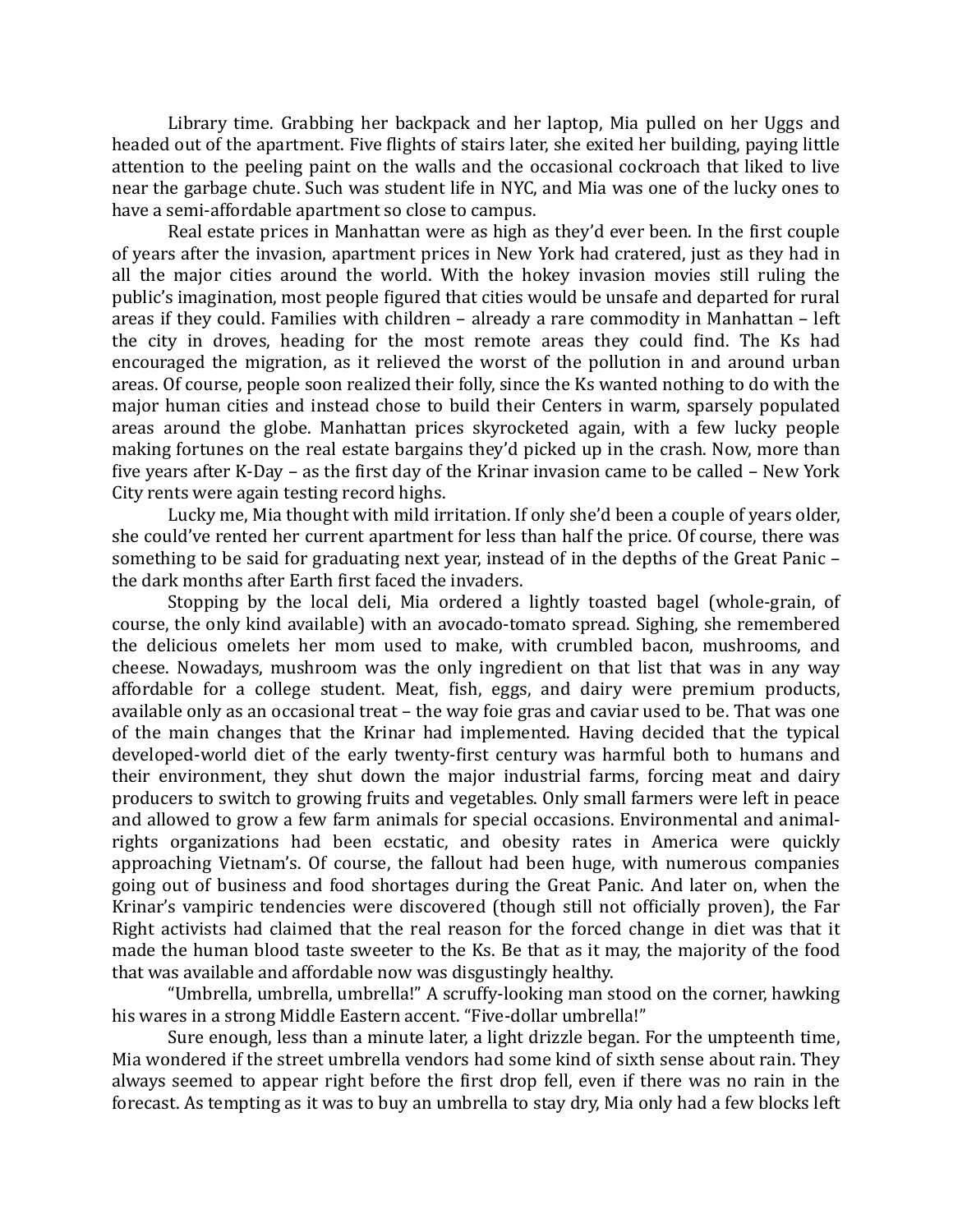Library time. Grabbing her backpack and her laptop, Mia pulled on her Uggs and headed out of the apartment. Five flights of stairs later, she exited her building, paying little attention to the peeling paint on the walls and the occasional cockroach that liked to live near the garbage chute. Such was student life in NYC, and Mia was one of the lucky ones to have a semi-affordable apartment so close to campus.

Real estate prices in Manhattan were as high as they'd ever been. In the first couple of years after the invasion, apartment prices in New York had cratered, just as they had in all the major cities around the world. With the hokey invasion movies still ruling the public's imagination, most people figured that cities would be unsafe and departed for rural areas if they could. Families with children – already a rare commodity in Manhattan – left the city in droves, heading for the most remote areas they could find. The Ks had encouraged the migration, as it relieved the worst of the pollution in and around urban areas. Of course, people soon realized their folly, since the Ks wanted nothing to do with the major human cities and instead chose to build their Centers in warm, sparsely populated areas around the globe. Manhattan prices skyrocketed again, with a few lucky people making fortunes on the real estate bargains they'd picked up in the crash. Now, more than five years after K-Day – as the first day of the Krinar invasion came to be called – New York City rents were again testing record highs.

Lucky me, Mia thought with mild irritation. If only she'd been a couple of years older, she could've rented her current apartment for less than half the price. Of course, there was something to be said for graduating next year, instead of in the depths of the Great Panic – the dark months after Earth first faced the invaders.

Stopping by the local deli, Mia ordered a lightly toasted bagel (whole-grain, of course, the only kind available) with an avocado-tomato spread. Sighing, she remembered the delicious omelets her mom used to make, with crumbled bacon, mushrooms, and cheese. Nowadays, mushroom was the only ingredient on that list that was in any way affordable for a college student. Meat, fish, eggs, and dairy were premium products, available only as an occasional treat – the way foie gras and caviar used to be. That was one of the main changes that the Krinar had implemented. Having decided that the typical developed-world diet of the early twenty-first century was harmful both to humans and their environment, they shut down the major industrial farms, forcing meat and dairy producers to switch to growing fruits and vegetables. Only small farmers were left in peace and allowed to grow a few farm animals for special occasions. Environmental and animal-rights organizations had been ecstatic, and obesity rates in America were quickly approaching Vietnam's. Of course, the fallout had been huge, with numerous companies going out of business and food shortages during the Great Panic. And later on, when the Krinar's vampiric tendencies were discovered (though still not officially proven), the Far Right activists had claimed that the real reason for the forced change in diet was that it made the human blood taste sweeter to the Ks. Be that as it may, the majority of the food that was available and affordable now was disgustingly healthy.

"Umbrella, umbrella, umbrella!" A scruffy-looking man stood on the corner, hawking his wares in a strong Middle Eastern accent. "Five-dollar umbrella!"

Sure enough, less than a minute later, a light drizzle began. For the umpteenth time, Mia wondered if the street umbrella vendors had some kind of sixth sense about rain. They always seemed to appear right before the first drop fell, even if there was no rain in the forecast. As tempting as it was to buy an umbrella to stay dry, Mia only had a few blocks left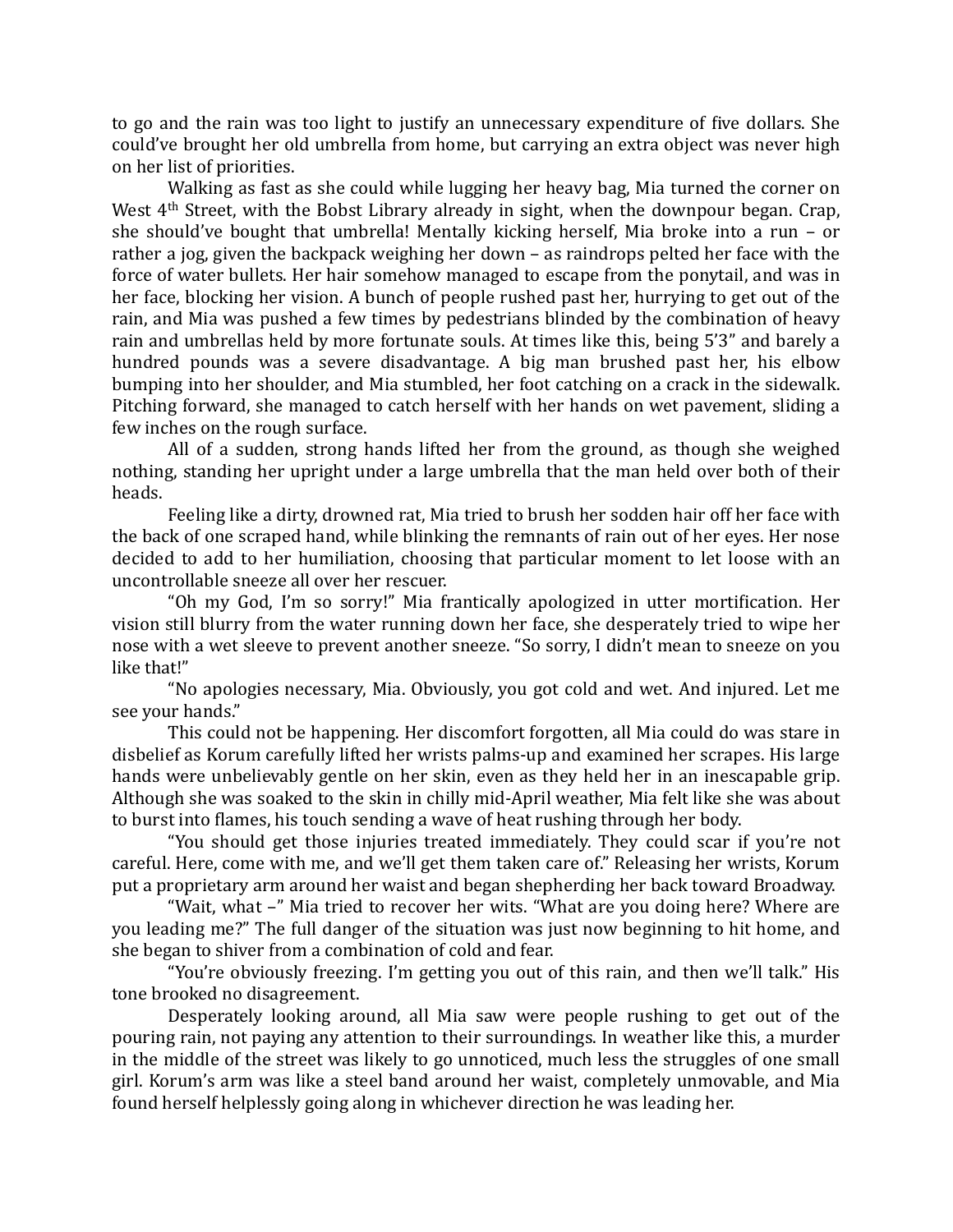to go and the rain was too light to justify an unnecessary expenditure of five dollars. She could've brought her old umbrella from home, but carrying an extra object was never high on her list of priorities.

Walking as fast as she could while lugging her heavy bag, Mia turned the corner on West 4th Street, with the Bobst Library already in sight, when the downpour began. Crap, she should've bought that umbrella! Mentally kicking herself, Mia broke into a run – or rather a jog, given the backpack weighing her down – as raindrops pelted her face with the force of water bullets. Her hair somehow managed to escape from the ponytail, and was in her face, blocking her vision. A bunch of people rushed past her, hurrying to get out of the rain, and Mia was pushed a few times by pedestrians blinded by the combination of heavy rain and umbrellas held by more fortunate souls. At times like this, being 5'3" and barely a hundred pounds was a severe disadvantage. A big man brushed past her, his elbow bumping into her shoulder, and Mia stumbled, her foot catching on a crack in the sidewalk. Pitching forward, she managed to catch herself with her hands on wet pavement, sliding a few inches on the rough surface.

All of a sudden, strong hands lifted her from the ground, as though she weighed nothing, standing her upright under a large umbrella that the man held over both of their heads.

Feeling like a dirty, drowned rat, Mia tried to brush her sodden hair off her face with the back of one scraped hand, while blinking the remnants of rain out of her eyes. Her nose decided to add to her humiliation, choosing that particular moment to let loose with an uncontrollable sneeze all over her rescuer.

"Oh my God, I'm so sorry!" Mia frantically apologized in utter mortification. Her vision still blurry from the water running down her face, she desperately tried to wipe her nose with a wet sleeve to prevent another sneeze. "So sorry, I didn't mean to sneeze on you like that!"

"No apologies necessary, Mia. Obviously, you got cold and wet. And injured. Let me see your hands."

This could not be happening. Her discomfort forgotten, all Mia could do was stare in disbelief as Korum carefully lifted her wrists palms-up and examined her scrapes. His large hands were unbelievably gentle on her skin, even as they held her in an inescapable grip. Although she was soaked to the skin in chilly mid-April weather, Mia felt like she was about to burst into flames, his touch sending a wave of heat rushing through her body.

"You should get those injuries treated immediately. They could scar if you're not careful. Here, come with me, and we'll get them taken care of." Releasing her wrists, Korum put a proprietary arm around her waist and began shepherding her back toward Broadway.

"Wait, what –" Mia tried to recover her wits. "What are you doing here? Where are you leading me?" The full danger of the situation was just now beginning to hit home, and she began to shiver from a combination of cold and fear.

"You're obviously freezing. I'm getting you out of this rain, and then we'll talk." His tone brooked no disagreement.

Desperately looking around, all Mia saw were people rushing to get out of the pouring rain, not paying any attention to their surroundings. In weather like this, a murder in the middle of the street was likely to go unnoticed, much less the struggles of one small girl. Korum's arm was like a steel band around her waist, completely unmovable, and Mia found herself helplessly going along in whichever direction he was leading her.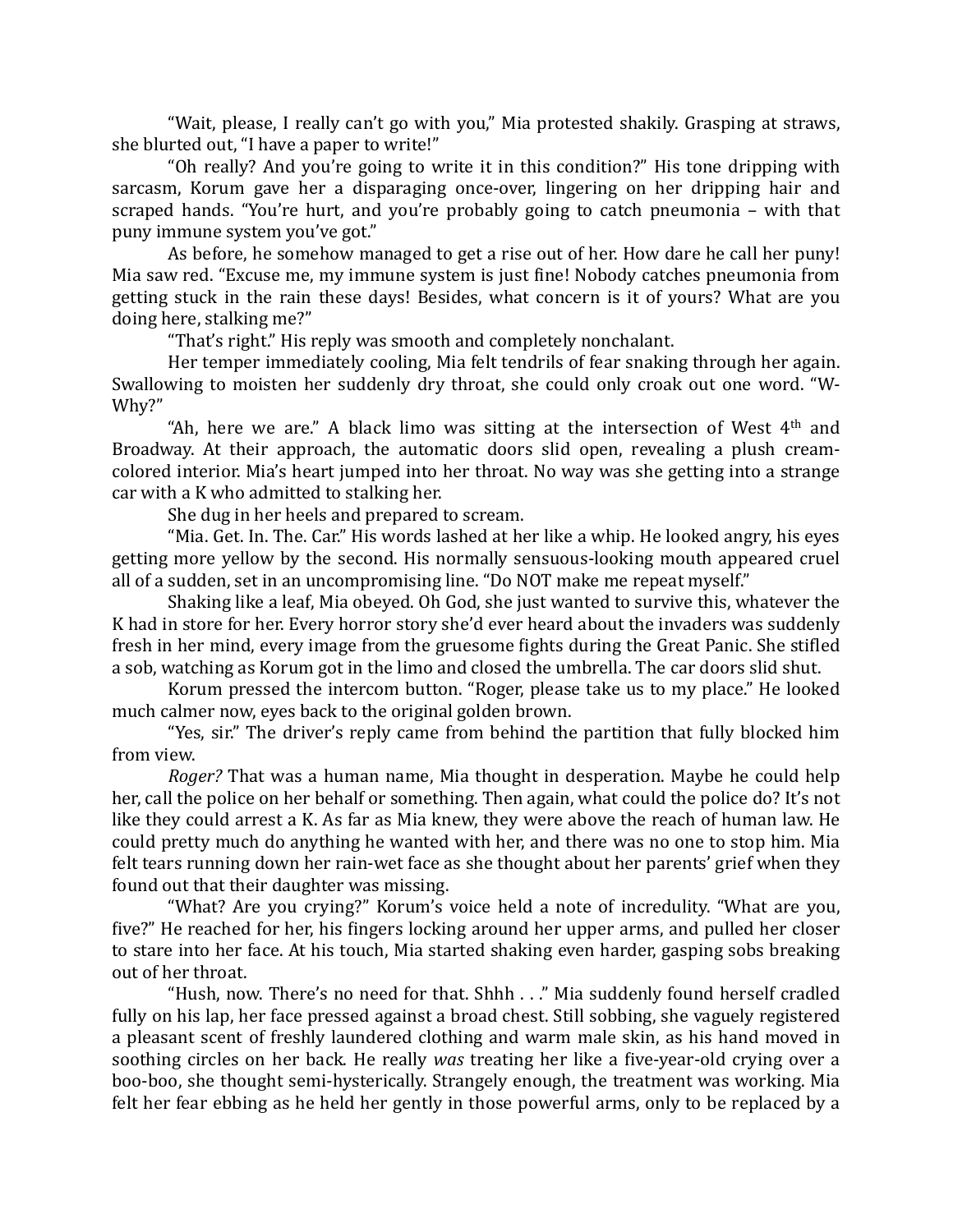"Wait, please, I really can't go with you," Mia protested shakily. Grasping at straws, she blurted out, "I have a paper to write!"

"Oh really? And you're going to write it in this condition?" His tone dripping with sarcasm, Korum gave her a disparaging once-over, lingering on her dripping hair and scraped hands. "You're hurt, and you're probably going to catch pneumonia – with that puny immune system you've got."

As before, he somehow managed to get a rise out of her. How dare he call her puny! Mia saw red. "Excuse me, my immune system is just fine! Nobody catches pneumonia from getting stuck in the rain these days! Besides, what concern is it of yours? What are you doing here, stalking me?"

"That's right." His reply was smooth and completely nonchalant.

Her temper immediately cooling, Mia felt tendrils of fear snaking through her again. Swallowing to moisten her suddenly dry throat, she could only croak out one word. "W-Why?"

"Ah, here we are." A black limo was sitting at the intersection of West 4th and Broadway. At their approach, the automatic doors slid open, revealing a plush cream-colored interior. Mia's heart jumped into her throat. No way was she getting into a strange car with a K who admitted to stalking her.

She dug in her heels and prepared to scream.

"Mia. Get. In. The. Car." His words lashed at her like a whip. He looked angry, his eyes getting more yellow by the second. His normally sensuous-looking mouth appeared cruel all of a sudden, set in an uncompromising line. "Do NOT make me repeat myself."

Shaking like a leaf, Mia obeyed. Oh God, she just wanted to survive this, whatever the K had in store for her. Every horror story she'd ever heard about the invaders was suddenly fresh in her mind, every image from the gruesome fights during the Great Panic. She stifled a sob, watching as Korum got in the limo and closed the umbrella. The car doors slid shut.

Korum pressed the intercom button. "Roger, please take us to my place." He looked much calmer now, eyes back to the original golden brown.

"Yes, sir." The driver's reply came from behind the partition that fully blocked him from view.

*Roger?* That was a human name, Mia thought in desperation. Maybe he could help her, call the police on her behalf or something. Then again, what could the police do? It's not like they could arrest a K. As far as Mia knew, they were above the reach of human law. He could pretty much do anything he wanted with her, and there was no one to stop him. Mia felt tears running down her rain-wet face as she thought about her parents' grief when they found out that their daughter was missing.

"What? Are you crying?" Korum's voice held a note of incredulity. "What are you, five?" He reached for her, his fingers locking around her upper arms, and pulled her closer to stare into her face. At his touch, Mia started shaking even harder, gasping sobs breaking out of her throat.

"Hush, now. There's no need for that. Shhh . . ." Mia suddenly found herself cradled fully on his lap, her face pressed against a broad chest. Still sobbing, she vaguely registered a pleasant scent of freshly laundered clothing and warm male skin, as his hand moved in soothing circles on her back. He really *was* treating her like a five-year-old crying over a boo-boo, she thought semi-hysterically. Strangely enough, the treatment was working. Mia felt her fear ebbing as he held her gently in those powerful arms, only to be replaced by a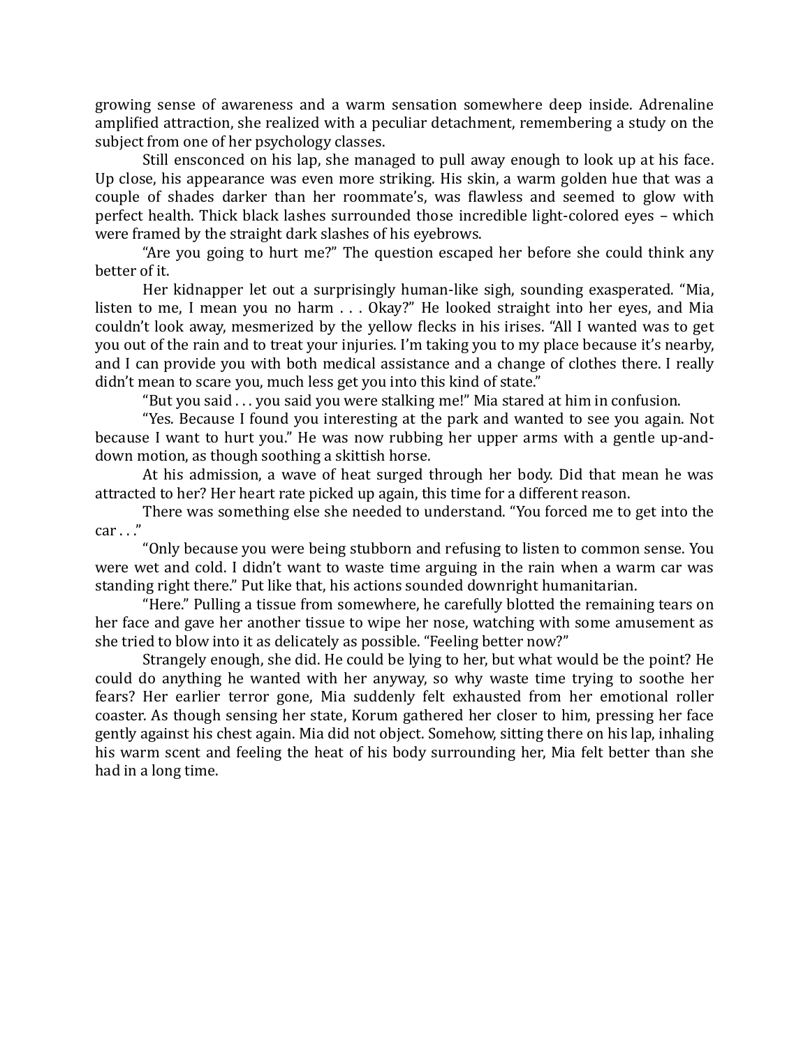growing sense of awareness and a warm sensation somewhere deep inside. Adrenaline amplified attraction, she realized with a peculiar detachment, remembering a study on the subject from one of her psychology classes.

Still ensconced on his lap, she managed to pull away enough to look up at his face. Up close, his appearance was even more striking. His skin, a warm golden hue that was a couple of shades darker than her roommate's, was flawless and seemed to glow with perfect health. Thick black lashes surrounded those incredible light-colored eyes – which were framed by the straight dark slashes of his eyebrows.

"Are you going to hurt me?" The question escaped her before she could think any better of it.

Her kidnapper let out a surprisingly human-like sigh, sounding exasperated. "Mia, listen to me, I mean you no harm . . . Okay?" He looked straight into her eyes, and Mia couldn't look away, mesmerized by the yellow flecks in his irises. "All I wanted was to get you out of the rain and to treat your injuries. I'm taking you to my place because it's nearby, and I can provide you with both medical assistance and a change of clothes there. I really didn't mean to scare you, much less get you into this kind of state."

"But you said . . . you said you were stalking me!" Mia stared at him in confusion.

"Yes. Because I found you interesting at the park and wanted to see you again. Not because I want to hurt you." He was now rubbing her upper arms with a gentle up-and-down motion, as though soothing a skittish horse.

At his admission, a wave of heat surged through her body. Did that mean he was attracted to her? Her heart rate picked up again, this time for a different reason.

There was something else she needed to understand. "You forced me to get into the car . . ."

"Only because you were being stubborn and refusing to listen to common sense. You were wet and cold. I didn't want to waste time arguing in the rain when a warm car was standing right there." Put like that, his actions sounded downright humanitarian.

"Here." Pulling a tissue from somewhere, he carefully blotted the remaining tears on her face and gave her another tissue to wipe her nose, watching with some amusement as she tried to blow into it as delicately as possible. "Feeling better now?"

Strangely enough, she did. He could be lying to her, but what would be the point? He could do anything he wanted with her anyway, so why waste time trying to soothe her fears? Her earlier terror gone, Mia suddenly felt exhausted from her emotional roller coaster. As though sensing her state, Korum gathered her closer to him, pressing her face gently against his chest again. Mia did not object. Somehow, sitting there on his lap, inhaling his warm scent and feeling the heat of his body surrounding her, Mia felt better than she had in a long time.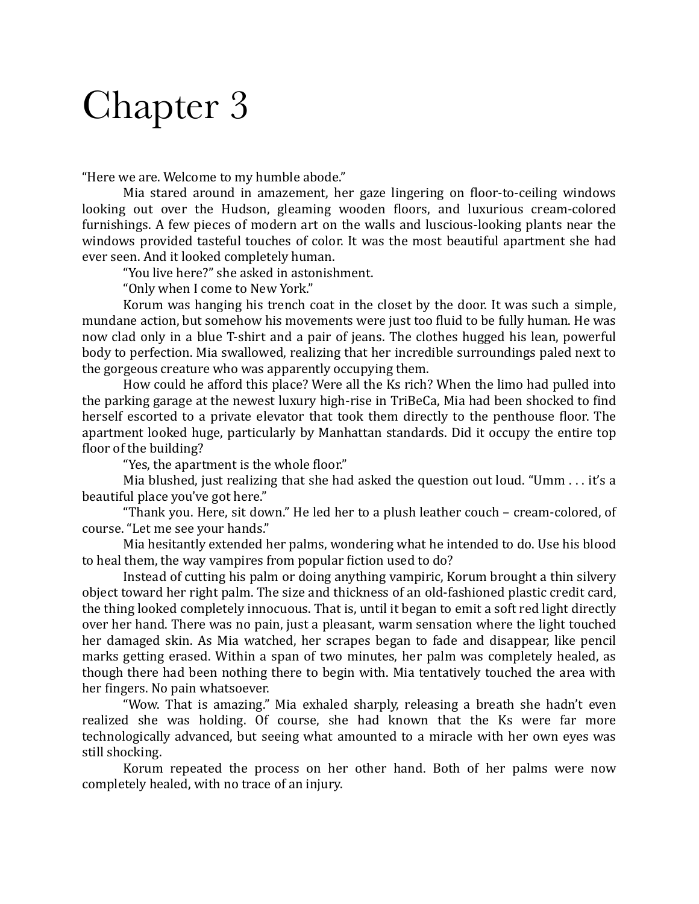# Chapter 3

"Here we are. Welcome to my humble abode."

Mia stared around in amazement, her gaze lingering on floor-to-ceiling windows looking out over the Hudson, gleaming wooden floors, and luxurious cream-colored furnishings. A few pieces of modern art on the walls and luscious-looking plants near the windows provided tasteful touches of color. It was the most beautiful apartment she had ever seen. And it looked completely human.

"You live here?" she asked in astonishment.

"Only when I come to New York."

Korum was hanging his trench coat in the closet by the door. It was such a simple, mundane action, but somehow his movements were just too fluid to be fully human. He was now clad only in a blue T-shirt and a pair of jeans. The clothes hugged his lean, powerful body to perfection. Mia swallowed, realizing that her incredible surroundings paled next to the gorgeous creature who was apparently occupying them.

How could he afford this place? Were all the Ks rich? When the limo had pulled into the parking garage at the newest luxury high-rise in TriBeCa, Mia had been shocked to find herself escorted to a private elevator that took them directly to the penthouse floor. The apartment looked huge, particularly by Manhattan standards. Did it occupy the entire top floor of the building?

"Yes, the apartment is the whole floor."

Mia blushed, just realizing that she had asked the question out loud. "Umm . . . it's a beautiful place you've got here."

"Thank you. Here, sit down." He led her to a plush leather couch – cream-colored, of course. "Let me see your hands."

Mia hesitantly extended her palms, wondering what he intended to do. Use his blood to heal them, the way vampires from popular fiction used to do?

Instead of cutting his palm or doing anything vampiric, Korum brought a thin silvery object toward her right palm. The size and thickness of an old-fashioned plastic credit card, the thing looked completely innocuous. That is, until it began to emit a soft red light directly over her hand. There was no pain, just a pleasant, warm sensation where the light touched her damaged skin. As Mia watched, her scrapes began to fade and disappear, like pencil marks getting erased. Within a span of two minutes, her palm was completely healed, as though there had been nothing there to begin with. Mia tentatively touched the area with her fingers. No pain whatsoever.

"Wow. That is amazing." Mia exhaled sharply, releasing a breath she hadn't even realized she was holding. Of course, she had known that the Ks were far more technologically advanced, but seeing what amounted to a miracle with her own eyes was still shocking.

Korum repeated the process on her other hand. Both of her palms were now completely healed, with no trace of an injury.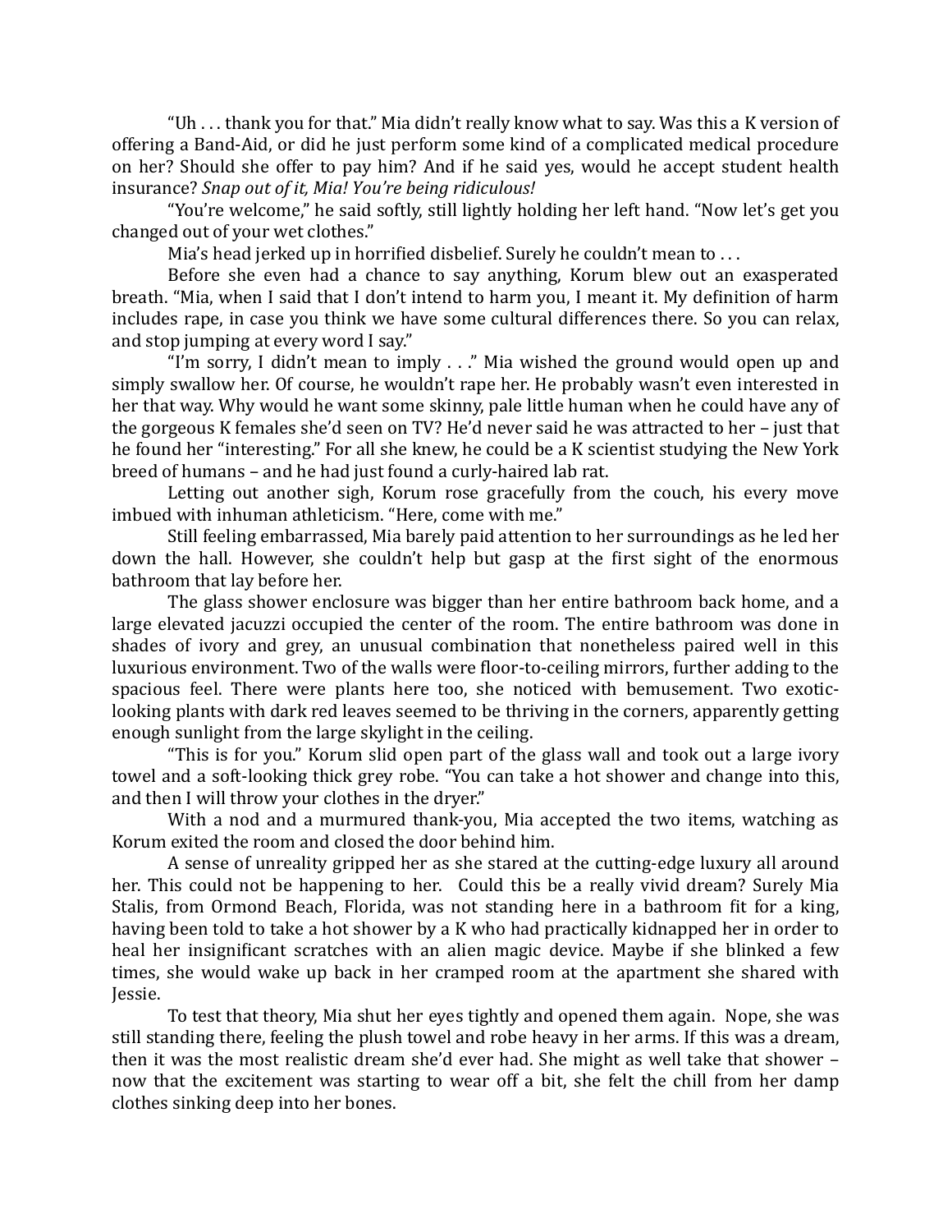"Uh . . . thank you for that." Mia didn't really know what to say. Was this a K version of offering a Band-Aid, or did he just perform some kind of a complicated medical procedure on her? Should she offer to pay him? And if he said yes, would he accept student health insurance? *Snap out of it, Mia! You're being ridiculous!*

"You're welcome," he said softly, still lightly holding her left hand. "Now let's get you changed out of your wet clothes."

Mia's head jerked up in horrified disbelief. Surely he couldn't mean to . . .

Before she even had a chance to say anything, Korum blew out an exasperated breath. "Mia, when I said that I don't intend to harm you, I meant it. My definition of harm includes rape, in case you think we have some cultural differences there. So you can relax, and stop jumping at every word I say."

"I'm sorry, I didn't mean to imply . . ." Mia wished the ground would open up and simply swallow her. Of course, he wouldn't rape her. He probably wasn't even interested in her that way. Why would he want some skinny, pale little human when he could have any of the gorgeous K females she'd seen on TV? He'd never said he was attracted to her – just that he found her "interesting." For all she knew, he could be a K scientist studying the New York breed of humans – and he had just found a curly-haired lab rat.

Letting out another sigh, Korum rose gracefully from the couch, his every move imbued with inhuman athleticism. "Here, come with me."

Still feeling embarrassed, Mia barely paid attention to her surroundings as he led her down the hall. However, she couldn't help but gasp at the first sight of the enormous bathroom that lay before her.

The glass shower enclosure was bigger than her entire bathroom back home, and a large elevated jacuzzi occupied the center of the room. The entire bathroom was done in shades of ivory and grey, an unusual combination that nonetheless paired well in this luxurious environment. Two of the walls were floor-to-ceiling mirrors, further adding to the spacious feel. There were plants here too, she noticed with bemusement. Two exotic-looking plants with dark red leaves seemed to be thriving in the corners, apparently getting enough sunlight from the large skylight in the ceiling.

"This is for you." Korum slid open part of the glass wall and took out a large ivory towel and a soft-looking thick grey robe. "You can take a hot shower and change into this, and then I will throw your clothes in the dryer."

With a nod and a murmured thank-you, Mia accepted the two items, watching as Korum exited the room and closed the door behind him.

A sense of unreality gripped her as she stared at the cutting-edge luxury all around her. This could not be happening to her. Could this be a really vivid dream? Surely Mia Stalis, from Ormond Beach, Florida, was not standing here in a bathroom fit for a king, having been told to take a hot shower by a K who had practically kidnapped her in order to heal her insignificant scratches with an alien magic device. Maybe if she blinked a few times, she would wake up back in her cramped room at the apartment she shared with Jessie.

To test that theory, Mia shut her eyes tightly and opened them again. Nope, she was still standing there, feeling the plush towel and robe heavy in her arms. If this was a dream, then it was the most realistic dream she'd ever had. She might as well take that shower – now that the excitement was starting to wear off a bit, she felt the chill from her damp clothes sinking deep into her bones.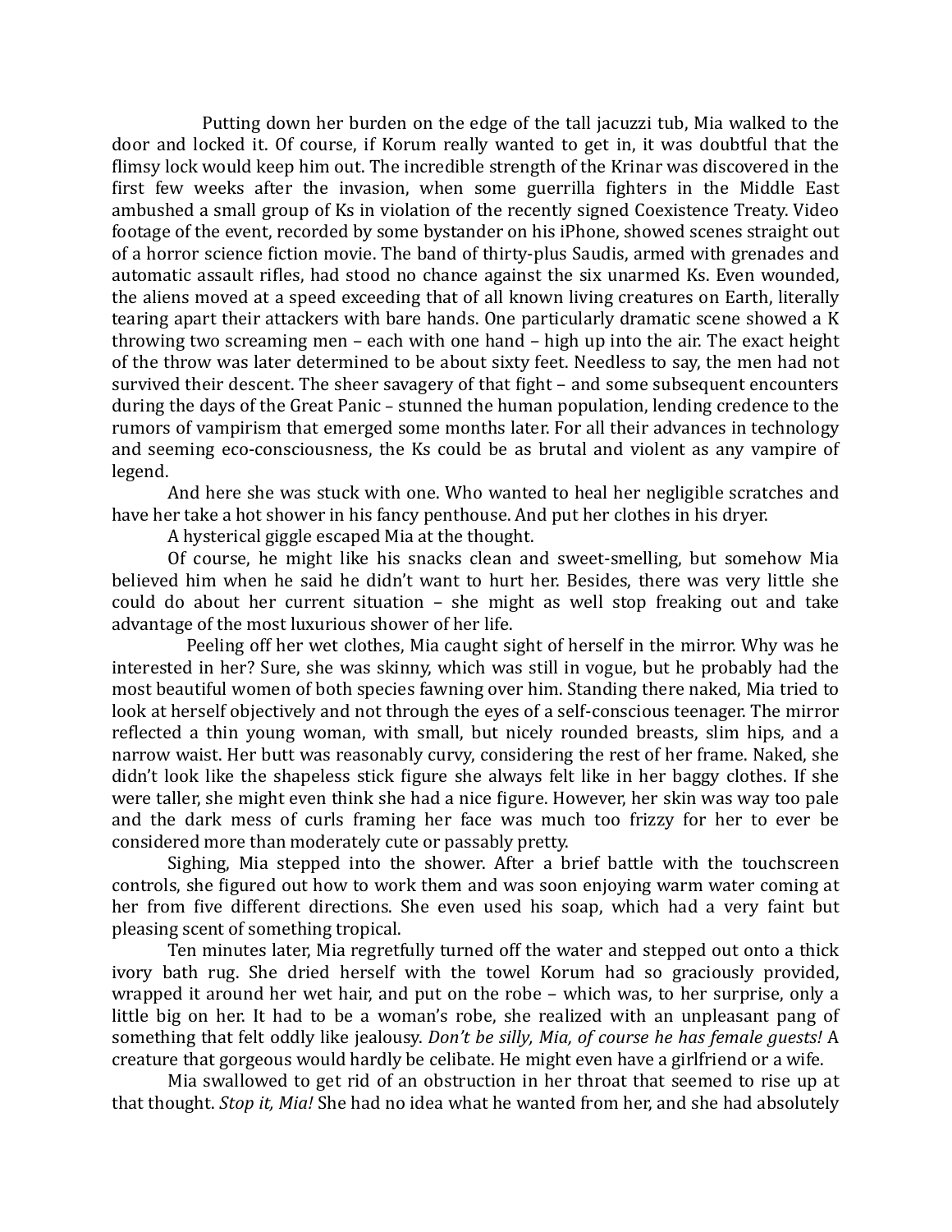Putting down her burden on the edge of the tall jacuzzi tub, Mia walked to the door and locked it. Of course, if Korum really wanted to get in, it was doubtful that the flimsy lock would keep him out. The incredible strength of the Krinar was discovered in the first few weeks after the invasion, when some guerrilla fighters in the Middle East ambushed a small group of Ks in violation of the recently signed Coexistence Treaty. Video footage of the event, recorded by some bystander on his iPhone, showed scenes straight out of a horror science fiction movie. The band of thirty-plus Saudis, armed with grenades and automatic assault rifles, had stood no chance against the six unarmed Ks. Even wounded, the aliens moved at a speed exceeding that of all known living creatures on Earth, literally tearing apart their attackers with bare hands. One particularly dramatic scene showed a K throwing two screaming men – each with one hand – high up into the air. The exact height of the throw was later determined to be about sixty feet. Needless to say, the men had not survived their descent. The sheer savagery of that fight – and some subsequent encounters during the days of the Great Panic – stunned the human population, lending credence to the rumors of vampirism that emerged some months later. For all their advances in technology and seeming eco-consciousness, the Ks could be as brutal and violent as any vampire of legend.

And here she was stuck with one. Who wanted to heal her negligible scratches and have her take a hot shower in his fancy penthouse. And put her clothes in his dryer.

A hysterical giggle escaped Mia at the thought.

Of course, he might like his snacks clean and sweet-smelling, but somehow Mia believed him when he said he didn't want to hurt her. Besides, there was very little she could do about her current situation – she might as well stop freaking out and take advantage of the most luxurious shower of her life.

Peeling off her wet clothes, Mia caught sight of herself in the mirror. Why was he interested in her? Sure, she was skinny, which was still in vogue, but he probably had the most beautiful women of both species fawning over him. Standing there naked, Mia tried to look at herself objectively and not through the eyes of a self-conscious teenager. The mirror reflected a thin young woman, with small, but nicely rounded breasts, slim hips, and a narrow waist. Her butt was reasonably curvy, considering the rest of her frame. Naked, she didn't look like the shapeless stick figure she always felt like in her baggy clothes. If she were taller, she might even think she had a nice figure. However, her skin was way too pale and the dark mess of curls framing her face was much too frizzy for her to ever be considered more than moderately cute or passably pretty.

Sighing, Mia stepped into the shower. After a brief battle with the touchscreen controls, she figured out how to work them and was soon enjoying warm water coming at her from five different directions. She even used his soap, which had a very faint but pleasing scent of something tropical.

Ten minutes later, Mia regretfully turned off the water and stepped out onto a thick ivory bath rug. She dried herself with the towel Korum had so graciously provided, wrapped it around her wet hair, and put on the robe – which was, to her surprise, only a little big on her. It had to be a woman's robe, she realized with an unpleasant pang of something that felt oddly like jealousy. *Don't be silly, Mia, of course he has female guests!* A creature that gorgeous would hardly be celibate. He might even have a girlfriend or a wife.

Mia swallowed to get rid of an obstruction in her throat that seemed to rise up at that thought. *Stop it, Mia!* She had no idea what he wanted from her, and she had absolutely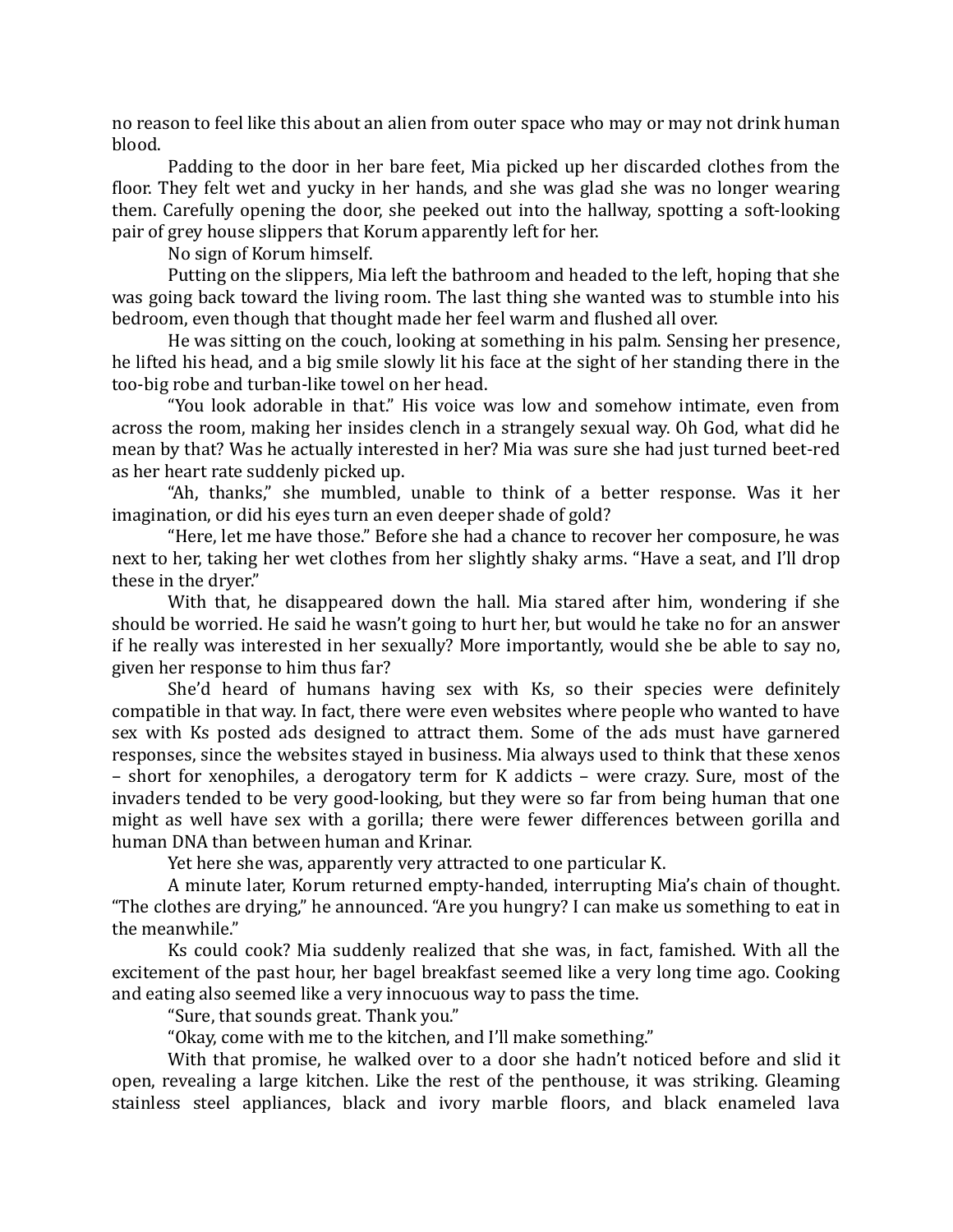no reason to feel like this about an alien from outer space who may or may not drink human blood.

Padding to the door in her bare feet, Mia picked up her discarded clothes from the floor. They felt wet and yucky in her hands, and she was glad she was no longer wearing them. Carefully opening the door, she peeked out into the hallway, spotting a soft-looking pair of grey house slippers that Korum apparently left for her.

No sign of Korum himself.

Putting on the slippers, Mia left the bathroom and headed to the left, hoping that she was going back toward the living room. The last thing she wanted was to stumble into his bedroom, even though that thought made her feel warm and flushed all over.

He was sitting on the couch, looking at something in his palm. Sensing her presence, he lifted his head, and a big smile slowly lit his face at the sight of her standing there in the too-big robe and turban-like towel on her head.

"You look adorable in that." His voice was low and somehow intimate, even from across the room, making her insides clench in a strangely sexual way. Oh God, what did he mean by that? Was he actually interested in her? Mia was sure she had just turned beet-red as her heart rate suddenly picked up.

"Ah, thanks," she mumbled, unable to think of a better response. Was it her imagination, or did his eyes turn an even deeper shade of gold?

"Here, let me have those." Before she had a chance to recover her composure, he was next to her, taking her wet clothes from her slightly shaky arms. "Have a seat, and I'll drop these in the dryer."

With that, he disappeared down the hall. Mia stared after him, wondering if she should be worried. He said he wasn't going to hurt her, but would he take no for an answer if he really was interested in her sexually? More importantly, would she be able to say no, given her response to him thus far?

She'd heard of humans having sex with Ks, so their species were definitely compatible in that way. In fact, there were even websites where people who wanted to have sex with Ks posted ads designed to attract them. Some of the ads must have garnered responses, since the websites stayed in business. Mia always used to think that these xenos – short for xenophiles, a derogatory term for K addicts – were crazy. Sure, most of the invaders tended to be very good-looking, but they were so far from being human that one might as well have sex with a gorilla; there were fewer differences between gorilla and human DNA than between human and Krinar.

Yet here she was, apparently very attracted to one particular K.

A minute later, Korum returned empty-handed, interrupting Mia's chain of thought. "The clothes are drying," he announced. "Are you hungry? I can make us something to eat in the meanwhile."

Ks could cook? Mia suddenly realized that she was, in fact, famished. With all the excitement of the past hour, her bagel breakfast seemed like a very long time ago. Cooking and eating also seemed like a very innocuous way to pass the time.

"Sure, that sounds great. Thank you."

"Okay, come with me to the kitchen, and I'll make something."

With that promise, he walked over to a door she hadn't noticed before and slid it open, revealing a large kitchen. Like the rest of the penthouse, it was striking. Gleaming stainless steel appliances, black and ivory marble floors, and black enameled lava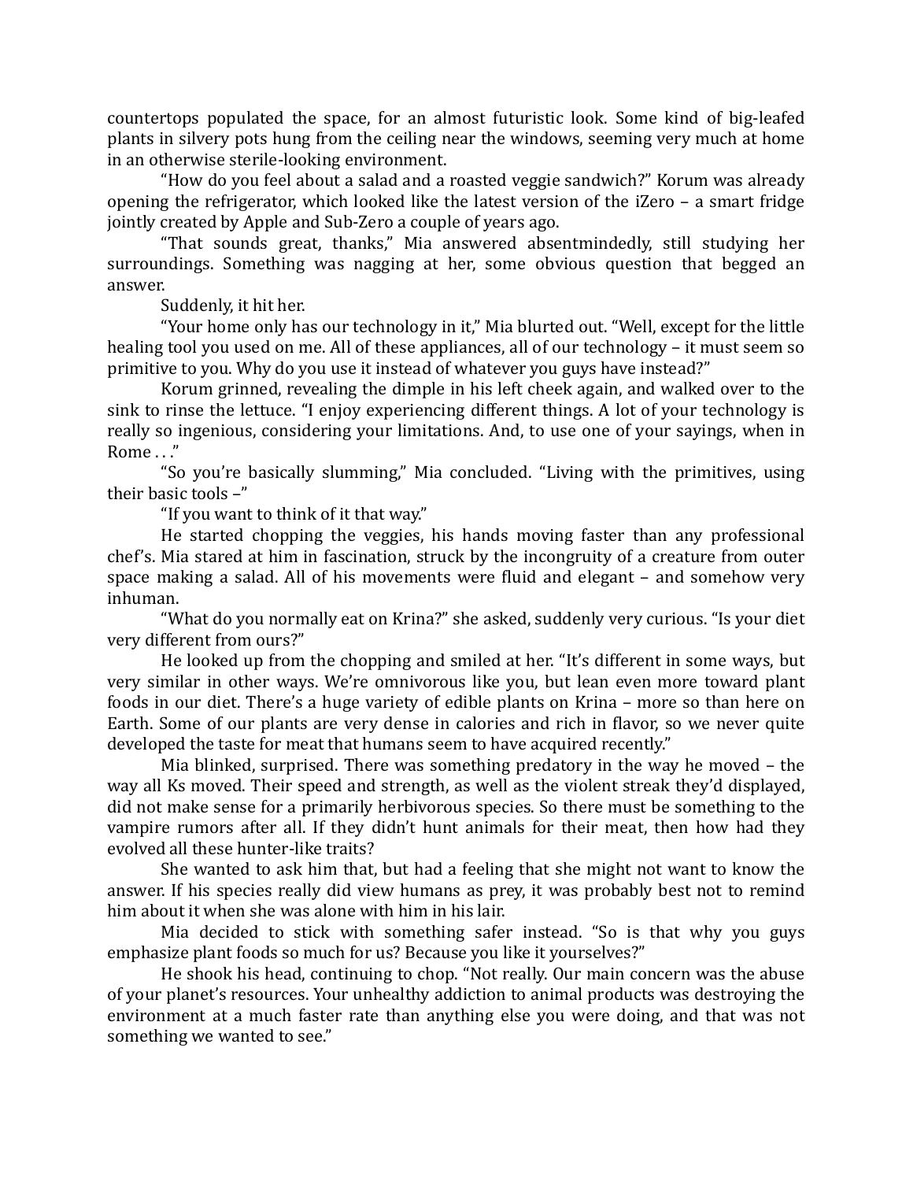countertops populated the space, for an almost futuristic look. Some kind of big-leafed plants in silvery pots hung from the ceiling near the windows, seeming very much at home in an otherwise sterile-looking environment.

"How do you feel about a salad and a roasted veggie sandwich?" Korum was already opening the refrigerator, which looked like the latest version of the iZero – a smart fridge jointly created by Apple and Sub-Zero a couple of years ago.

"That sounds great, thanks," Mia answered absentmindedly, still studying her surroundings. Something was nagging at her, some obvious question that begged an answer.

Suddenly, it hit her.

"Your home only has our technology in it," Mia blurted out. "Well, except for the little healing tool you used on me. All of these appliances, all of our technology – it must seem so primitive to you. Why do you use it instead of whatever you guys have instead?"

Korum grinned, revealing the dimple in his left cheek again, and walked over to the sink to rinse the lettuce. "I enjoy experiencing different things. A lot of your technology is really so ingenious, considering your limitations. And, to use one of your sayings, when in Rome . . ."

"So you're basically slumming," Mia concluded. "Living with the primitives, using their basic tools –"

"If you want to think of it that way."

He started chopping the veggies, his hands moving faster than any professional chef's. Mia stared at him in fascination, struck by the incongruity of a creature from outer space making a salad. All of his movements were fluid and elegant – and somehow very inhuman.

"What do you normally eat on Krina?" she asked, suddenly very curious. "Is your diet very different from ours?"

He looked up from the chopping and smiled at her. "It's different in some ways, but very similar in other ways. We're omnivorous like you, but lean even more toward plant foods in our diet. There's a huge variety of edible plants on Krina – more so than here on Earth. Some of our plants are very dense in calories and rich in flavor, so we never quite developed the taste for meat that humans seem to have acquired recently."

Mia blinked, surprised. There was something predatory in the way he moved – the way all Ks moved. Their speed and strength, as well as the violent streak they'd displayed, did not make sense for a primarily herbivorous species. So there must be something to the vampire rumors after all. If they didn't hunt animals for their meat, then how had they evolved all these hunter-like traits?

She wanted to ask him that, but had a feeling that she might not want to know the answer. If his species really did view humans as prey, it was probably best not to remind him about it when she was alone with him in his lair.

Mia decided to stick with something safer instead. "So is that why you guys emphasize plant foods so much for us? Because you like it yourselves?"

He shook his head, continuing to chop. "Not really. Our main concern was the abuse of your planet's resources. Your unhealthy addiction to animal products was destroying the environment at a much faster rate than anything else you were doing, and that was not something we wanted to see."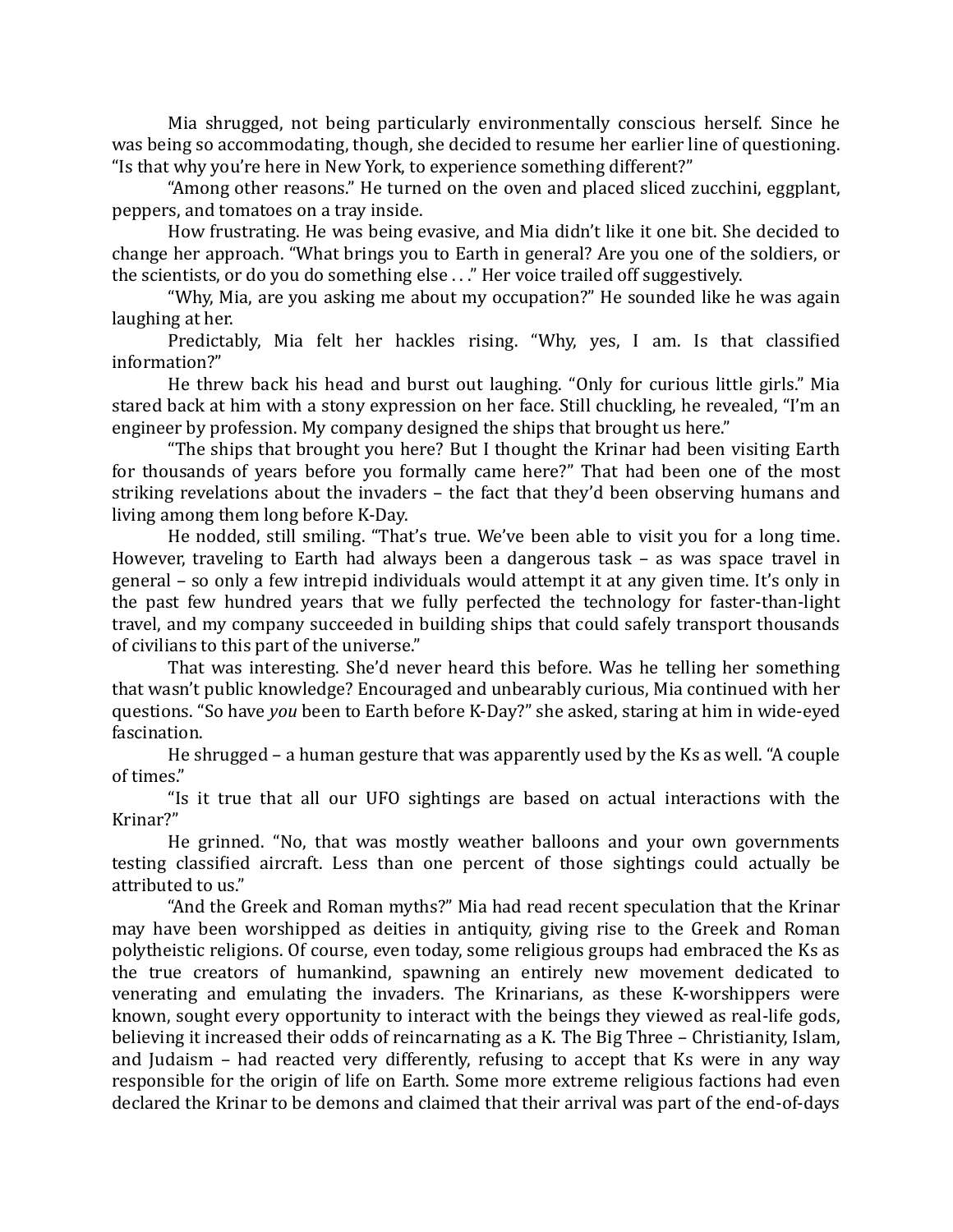Mia shrugged, not being particularly environmentally conscious herself. Since he was being so accommodating, though, she decided to resume her earlier line of questioning. "Is that why you're here in New York, to experience something different?"

"Among other reasons." He turned on the oven and placed sliced zucchini, eggplant, peppers, and tomatoes on a tray inside.

How frustrating. He was being evasive, and Mia didn't like it one bit. She decided to change her approach. "What brings you to Earth in general? Are you one of the soldiers, or the scientists, or do you do something else . . ." Her voice trailed off suggestively.

"Why, Mia, are you asking me about my occupation?" He sounded like he was again laughing at her.

Predictably, Mia felt her hackles rising. "Why, yes, I am. Is that classified information?"

He threw back his head and burst out laughing. "Only for curious little girls." Mia stared back at him with a stony expression on her face. Still chuckling, he revealed, "I'm an engineer by profession. My company designed the ships that brought us here."

"The ships that brought you here? But I thought the Krinar had been visiting Earth for thousands of years before you formally came here?" That had been one of the most striking revelations about the invaders – the fact that they'd been observing humans and living among them long before K-Day.

He nodded, still smiling. "That's true. We've been able to visit you for a long time. However, traveling to Earth had always been a dangerous task – as was space travel in general – so only a few intrepid individuals would attempt it at any given time. It's only in the past few hundred years that we fully perfected the technology for faster-than-light travel, and my company succeeded in building ships that could safely transport thousands of civilians to this part of the universe."

That was interesting. She'd never heard this before. Was he telling her something that wasn't public knowledge? Encouraged and unbearably curious, Mia continued with her questions. "So have *you* been to Earth before K-Day?" she asked, staring at him in wide-eyed fascination.

He shrugged – a human gesture that was apparently used by the Ks as well. "A couple of times."

"Is it true that all our UFO sightings are based on actual interactions with the Krinar?"

He grinned. "No, that was mostly weather balloons and your own governments testing classified aircraft. Less than one percent of those sightings could actually be attributed to us."

"And the Greek and Roman myths?" Mia had read recent speculation that the Krinar may have been worshipped as deities in antiquity, giving rise to the Greek and Roman polytheistic religions. Of course, even today, some religious groups had embraced the Ks as the true creators of humankind, spawning an entirely new movement dedicated to venerating and emulating the invaders. The Krinarians, as these K-worshippers were known, sought every opportunity to interact with the beings they viewed as real-life gods, believing it increased their odds of reincarnating as a K. The Big Three – Christianity, Islam, and Judaism – had reacted very differently, refusing to accept that Ks were in any way responsible for the origin of life on Earth. Some more extreme religious factions had even declared the Krinar to be demons and claimed that their arrival was part of the end-of-days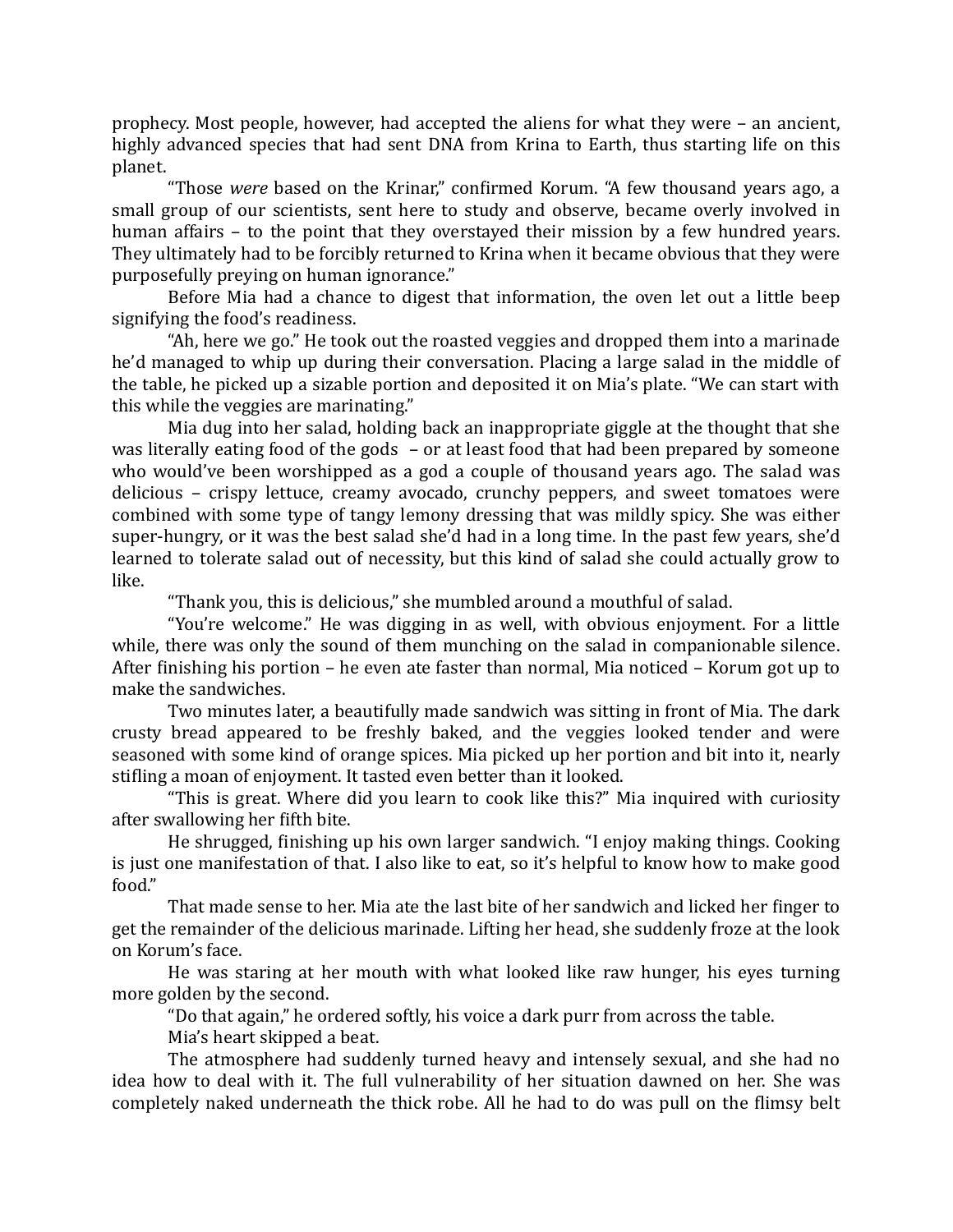prophecy. Most people, however, had accepted the aliens for what they were – an ancient, highly advanced species that had sent DNA from Krina to Earth, thus starting life on this planet.

"Those *were* based on the Krinar," confirmed Korum. "A few thousand years ago, a small group of our scientists, sent here to study and observe, became overly involved in human affairs – to the point that they overstayed their mission by a few hundred years. They ultimately had to be forcibly returned to Krina when it became obvious that they were purposefully preying on human ignorance."

Before Mia had a chance to digest that information, the oven let out a little beep signifying the food's readiness.

"Ah, here we go." He took out the roasted veggies and dropped them into a marinade he'd managed to whip up during their conversation. Placing a large salad in the middle of the table, he picked up a sizable portion and deposited it on Mia's plate. "We can start with this while the veggies are marinating."

Mia dug into her salad, holding back an inappropriate giggle at the thought that she was literally eating food of the gods – or at least food that had been prepared by someone who would've been worshipped as a god a couple of thousand years ago. The salad was delicious – crispy lettuce, creamy avocado, crunchy peppers, and sweet tomatoes were combined with some type of tangy lemony dressing that was mildly spicy. She was either super-hungry, or it was the best salad she'd had in a long time. In the past few years, she'd learned to tolerate salad out of necessity, but this kind of salad she could actually grow to like.

"Thank you, this is delicious," she mumbled around a mouthful of salad.

"You're welcome." He was digging in as well, with obvious enjoyment. For a little while, there was only the sound of them munching on the salad in companionable silence. After finishing his portion – he even ate faster than normal, Mia noticed – Korum got up to make the sandwiches.

Two minutes later, a beautifully made sandwich was sitting in front of Mia. The dark crusty bread appeared to be freshly baked, and the veggies looked tender and were seasoned with some kind of orange spices. Mia picked up her portion and bit into it, nearly stifling a moan of enjoyment. It tasted even better than it looked.

"This is great. Where did you learn to cook like this?" Mia inquired with curiosity after swallowing her fifth bite.

He shrugged, finishing up his own larger sandwich. "I enjoy making things. Cooking is just one manifestation of that. I also like to eat, so it's helpful to know how to make good food."

That made sense to her. Mia ate the last bite of her sandwich and licked her finger to get the remainder of the delicious marinade. Lifting her head, she suddenly froze at the look on Korum's face.

He was staring at her mouth with what looked like raw hunger, his eyes turning more golden by the second.

"Do that again," he ordered softly, his voice a dark purr from across the table.

Mia's heart skipped a beat.

The atmosphere had suddenly turned heavy and intensely sexual, and she had no idea how to deal with it. The full vulnerability of her situation dawned on her. She was completely naked underneath the thick robe. All he had to do was pull on the flimsy belt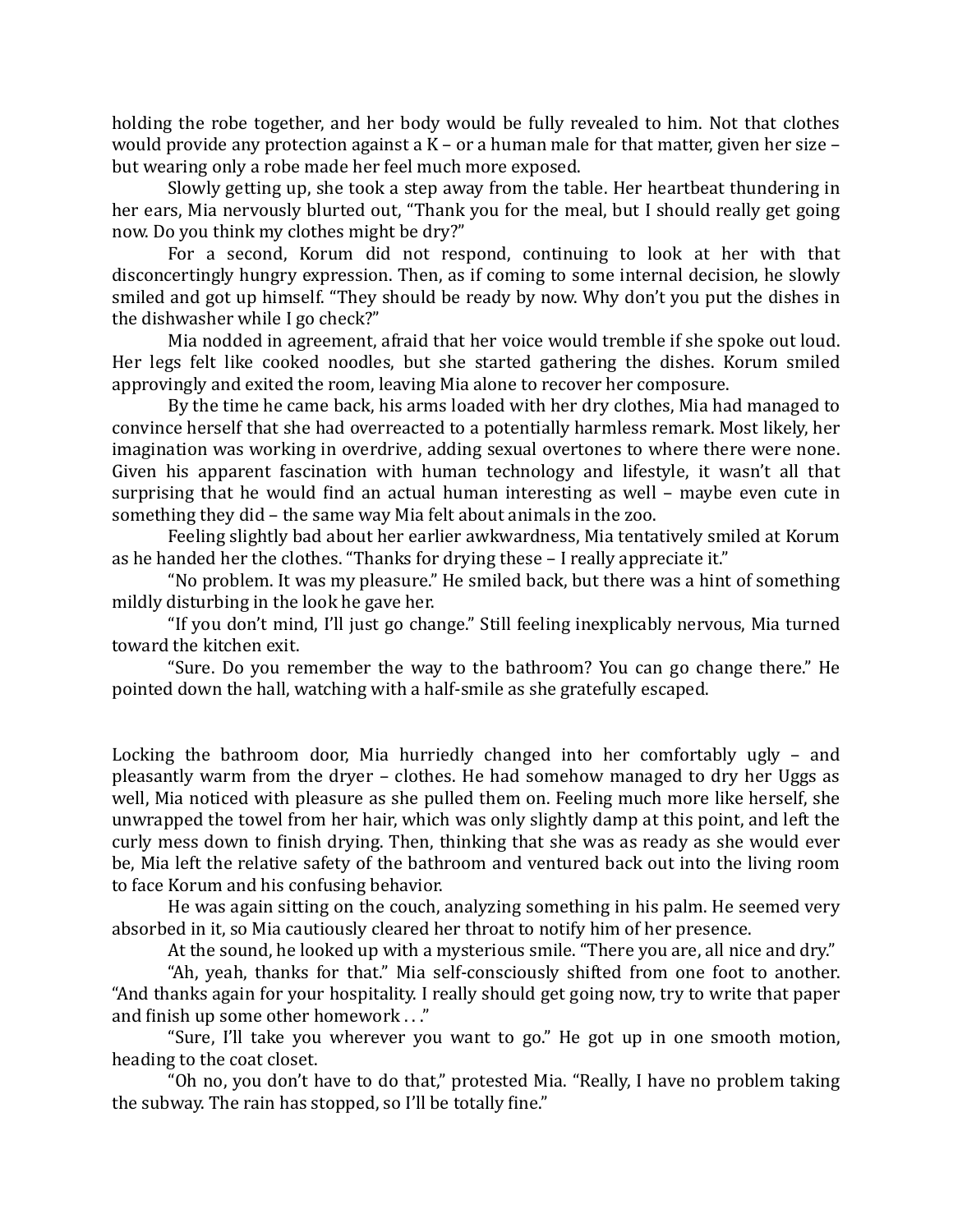holding the robe together, and her body would be fully revealed to him. Not that clothes would provide any protection against a K – or a human male for that matter, given her size – but wearing only a robe made her feel much more exposed.

Slowly getting up, she took a step away from the table. Her heartbeat thundering in her ears, Mia nervously blurted out, "Thank you for the meal, but I should really get going now. Do you think my clothes might be dry?"

For a second, Korum did not respond, continuing to look at her with that disconcertingly hungry expression. Then, as if coming to some internal decision, he slowly smiled and got up himself. "They should be ready by now. Why don't you put the dishes in the dishwasher while I go check?"

Mia nodded in agreement, afraid that her voice would tremble if she spoke out loud. Her legs felt like cooked noodles, but she started gathering the dishes. Korum smiled approvingly and exited the room, leaving Mia alone to recover her composure.

By the time he came back, his arms loaded with her dry clothes, Mia had managed to convince herself that she had overreacted to a potentially harmless remark. Most likely, her imagination was working in overdrive, adding sexual overtones to where there were none. Given his apparent fascination with human technology and lifestyle, it wasn't all that surprising that he would find an actual human interesting as well – maybe even cute in something they did – the same way Mia felt about animals in the zoo.

Feeling slightly bad about her earlier awkwardness, Mia tentatively smiled at Korum as he handed her the clothes. "Thanks for drying these – I really appreciate it."

"No problem. It was my pleasure." He smiled back, but there was a hint of something mildly disturbing in the look he gave her.

"If you don't mind, I'll just go change." Still feeling inexplicably nervous, Mia turned toward the kitchen exit.

"Sure. Do you remember the way to the bathroom? You can go change there." He pointed down the hall, watching with a half-smile as she gratefully escaped.

Locking the bathroom door, Mia hurriedly changed into her comfortably ugly – and pleasantly warm from the dryer – clothes. He had somehow managed to dry her Uggs as well, Mia noticed with pleasure as she pulled them on. Feeling much more like herself, she unwrapped the towel from her hair, which was only slightly damp at this point, and left the curly mess down to finish drying. Then, thinking that she was as ready as she would ever be, Mia left the relative safety of the bathroom and ventured back out into the living room to face Korum and his confusing behavior.

He was again sitting on the couch, analyzing something in his palm. He seemed very absorbed in it, so Mia cautiously cleared her throat to notify him of her presence.

At the sound, he looked up with a mysterious smile. "There you are, all nice and dry."

"Ah, yeah, thanks for that." Mia self-consciously shifted from one foot to another. "And thanks again for your hospitality. I really should get going now, try to write that paper and finish up some other homework . . ."

"Sure, I'll take you wherever you want to go." He got up in one smooth motion, heading to the coat closet.

"Oh no, you don't have to do that," protested Mia. "Really, I have no problem taking the subway. The rain has stopped, so I'll be totally fine."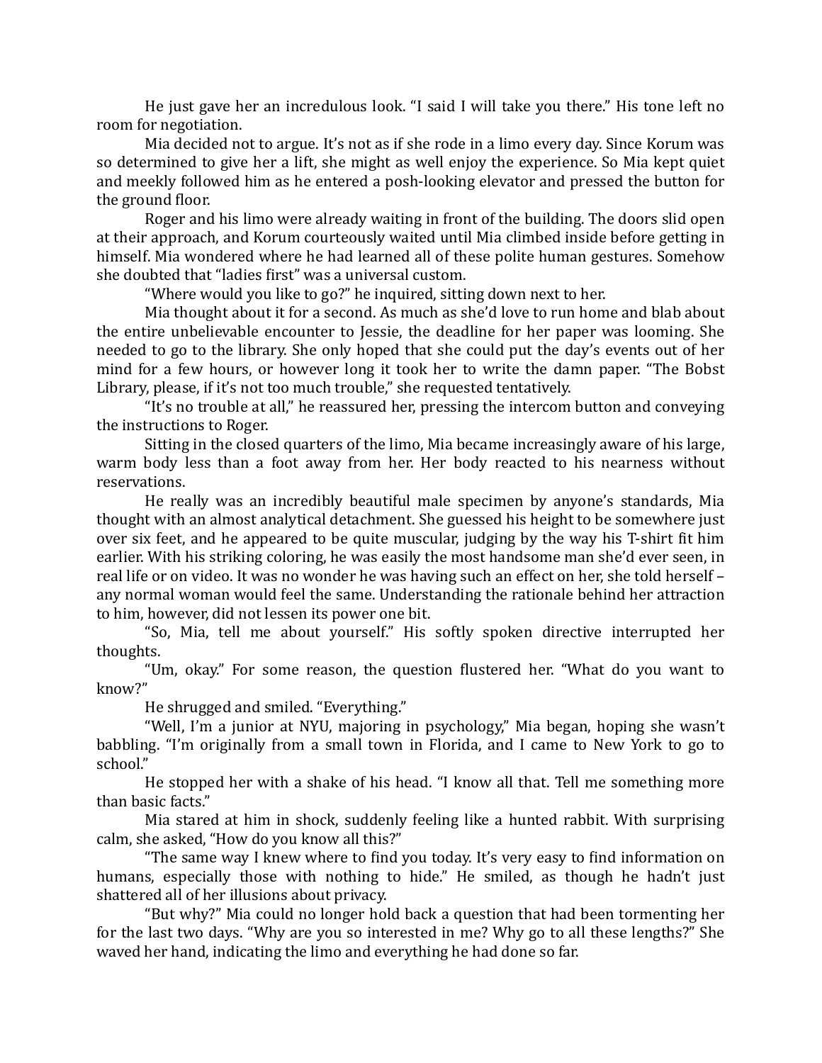He just gave her an incredulous look. "I said I will take you there." His tone left no room for negotiation.

Mia decided not to argue. It's not as if she rode in a limo every day. Since Korum was so determined to give her a lift, she might as well enjoy the experience. So Mia kept quiet and meekly followed him as he entered a posh-looking elevator and pressed the button for the ground floor.

Roger and his limo were already waiting in front of the building. The doors slid open at their approach, and Korum courteously waited until Mia climbed inside before getting in himself. Mia wondered where he had learned all of these polite human gestures. Somehow she doubted that "ladies first" was a universal custom.

"Where would you like to go?" he inquired, sitting down next to her.

Mia thought about it for a second. As much as she'd love to run home and blab about the entire unbelievable encounter to Jessie, the deadline for her paper was looming. She needed to go to the library. She only hoped that she could put the day's events out of her mind for a few hours, or however long it took her to write the damn paper. "The Bobst Library, please, if it's not too much trouble," she requested tentatively.

"It's no trouble at all," he reassured her, pressing the intercom button and conveying the instructions to Roger.

Sitting in the closed quarters of the limo, Mia became increasingly aware of his large, warm body less than a foot away from her. Her body reacted to his nearness without reservations.

He really was an incredibly beautiful male specimen by anyone's standards, Mia thought with an almost analytical detachment. She guessed his height to be somewhere just over six feet, and he appeared to be quite muscular, judging by the way his T-shirt fit him earlier. With his striking coloring, he was easily the most handsome man she'd ever seen, in real life or on video. It was no wonder he was having such an effect on her, she told herself – any normal woman would feel the same. Understanding the rationale behind her attraction to him, however, did not lessen its power one bit.

"So, Mia, tell me about yourself." His softly spoken directive interrupted her thoughts.

"Um, okay." For some reason, the question flustered her. "What do you want to know?"

He shrugged and smiled. "Everything."

"Well, I'm a junior at NYU, majoring in psychology," Mia began, hoping she wasn't babbling. "I'm originally from a small town in Florida, and I came to New York to go to school."

He stopped her with a shake of his head. "I know all that. Tell me something more than basic facts."

Mia stared at him in shock, suddenly feeling like a hunted rabbit. With surprising calm, she asked, "How do you know all this?"

"The same way I knew where to find you today. It's very easy to find information on humans, especially those with nothing to hide." He smiled, as though he hadn't just shattered all of her illusions about privacy.

"But why?" Mia could no longer hold back a question that had been tormenting her for the last two days. "Why are you so interested in me? Why go to all these lengths?" She waved her hand, indicating the limo and everything he had done so far.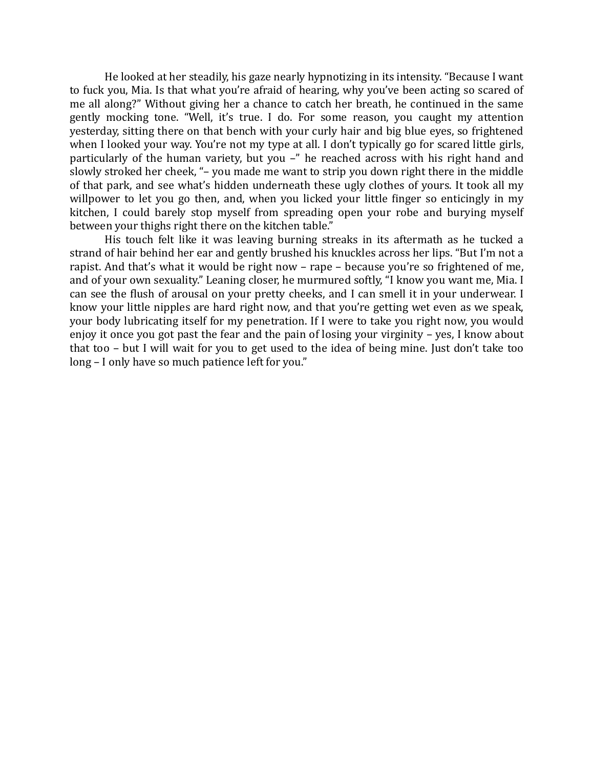He looked at her steadily, his gaze nearly hypnotizing in its intensity. "Because I want to fuck you, Mia. Is that what you're afraid of hearing, why you've been acting so scared of me all along?" Without giving her a chance to catch her breath, he continued in the same gently mocking tone. "Well, it's true. I do. For some reason, you caught my attention yesterday, sitting there on that bench with your curly hair and big blue eyes, so frightened when I looked your way. You're not my type at all. I don't typically go for scared little girls, particularly of the human variety, but you –" he reached across with his right hand and slowly stroked her cheek, "– you made me want to strip you down right there in the middle of that park, and see what's hidden underneath these ugly clothes of yours. It took all my willpower to let you go then, and, when you licked your little finger so enticingly in my kitchen, I could barely stop myself from spreading open your robe and burying myself between your thighs right there on the kitchen table."

His touch felt like it was leaving burning streaks in its aftermath as he tucked a strand of hair behind her ear and gently brushed his knuckles across her lips. "But I'm not a rapist. And that's what it would be right now – rape – because you're so frightened of me, and of your own sexuality." Leaning closer, he murmured softly, "I know you want me, Mia. I can see the flush of arousal on your pretty cheeks, and I can smell it in your underwear. I know your little nipples are hard right now, and that you're getting wet even as we speak, your body lubricating itself for my penetration. If I were to take you right now, you would enjoy it once you got past the fear and the pain of losing your virginity – yes, I know about that too – but I will wait for you to get used to the idea of being mine. Just don't take too long – I only have so much patience left for you."